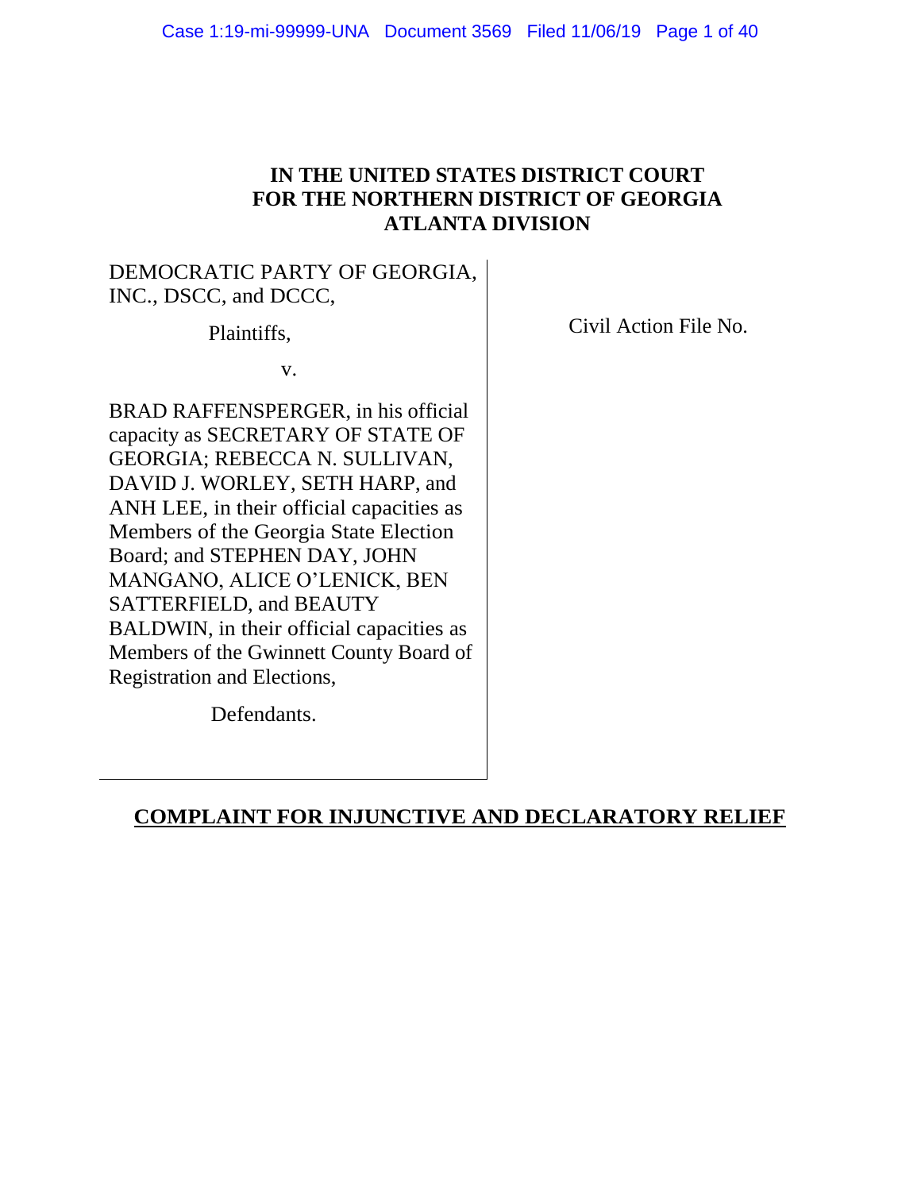**IN THE UNITED STATES DISTRICT COURT**
**FOR THE NORTHERN DISTRICT OF GEORGIA**
**ATLANTA DIVISION**

DEMOCRATIC PARTY OF GEORGIA, INC., DSCC, and DCCC,

Plaintiffs,

v.

BRAD RAFFENSPERGER, in his official capacity as SECRETARY OF STATE OF GEORGIA; REBECCA N. SULLIVAN, DAVID J. WORLEY, SETH HARP, and ANH LEE, in their official capacities as Members of the Georgia State Election Board; and STEPHEN DAY, JOHN MANGANO, ALICE O'LENICK, BEN SATTERFIELD, and BEAUTY BALDWIN, in their official capacities as Members of the Gwinnett County Board of Registration and Elections,

Defendants.

Civil Action File No.

**COMPLAINT FOR INJUNCTIVE AND DECLARATORY RELIEF**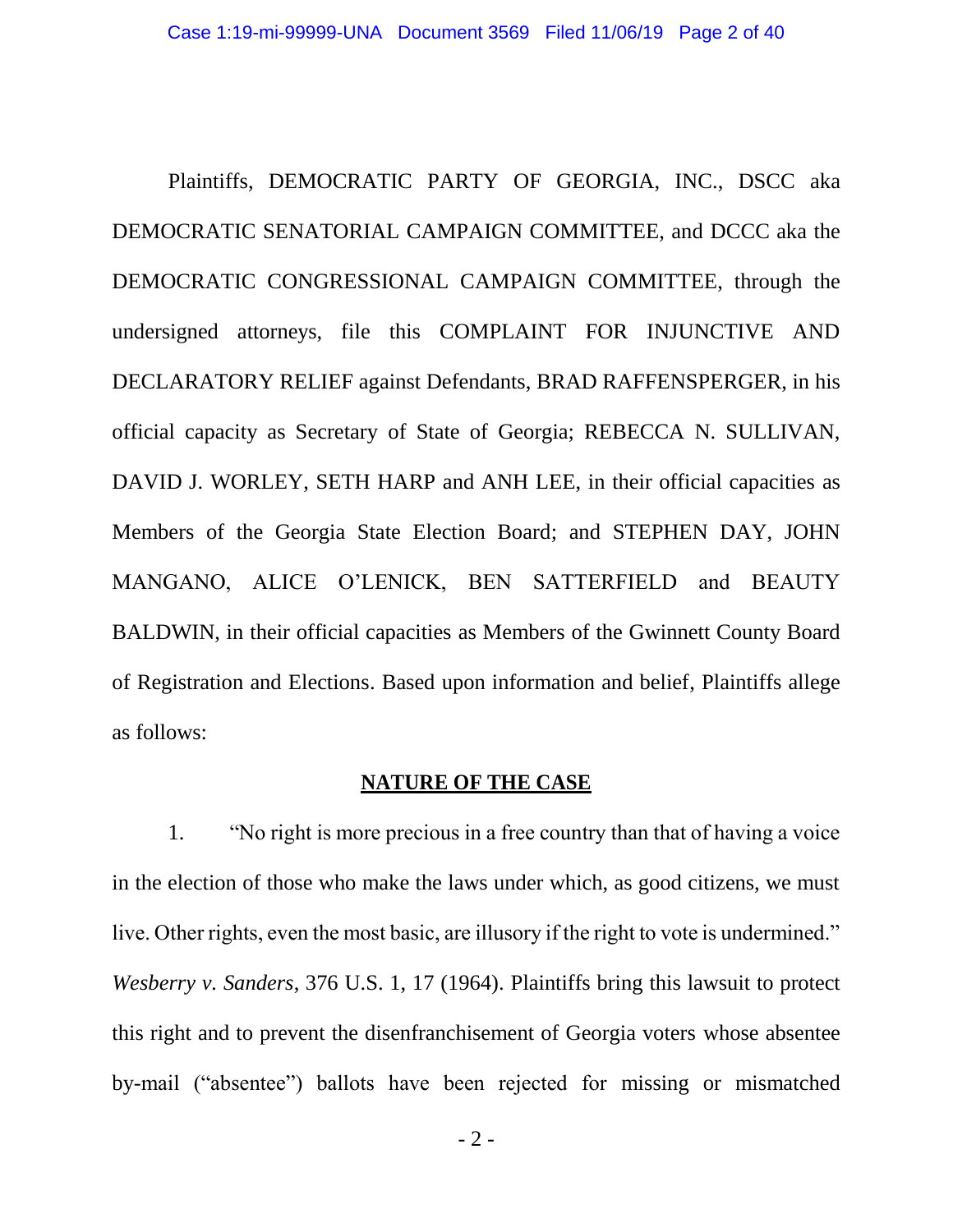Plaintiffs, DEMOCRATIC PARTY OF GEORGIA, INC., DSCC aka DEMOCRATIC SENATORIAL CAMPAIGN COMMITTEE, and DCCC aka the DEMOCRATIC CONGRESSIONAL CAMPAIGN COMMITTEE, through the undersigned attorneys, file this COMPLAINT FOR INJUNCTIVE AND DECLARATORY RELIEF against Defendants, BRAD RAFFENSPERGER, in his official capacity as Secretary of State of Georgia; REBECCA N. SULLIVAN, DAVID J. WORLEY, SETH HARP and ANH LEE, in their official capacities as Members of the Georgia State Election Board; and STEPHEN DAY, JOHN MANGANO, ALICE O'LENICK, BEN SATTERFIELD and BEAUTY BALDWIN, in their official capacities as Members of the Gwinnett County Board of Registration and Elections. Based upon information and belief, Plaintiffs allege as follows:

## NATURE OF THE CASE

1. "No right is more precious in a free country than that of having a voice in the election of those who make the laws under which, as good citizens, we must live. Other rights, even the most basic, are illusory if the right to vote is undermined." *Wesberry v. Sanders*, 376 U.S. 1, 17 (1964). Plaintiffs bring this lawsuit to protect this right and to prevent the disenfranchisement of Georgia voters whose absentee by-mail ("absentee") ballots have been rejected for missing or mismatched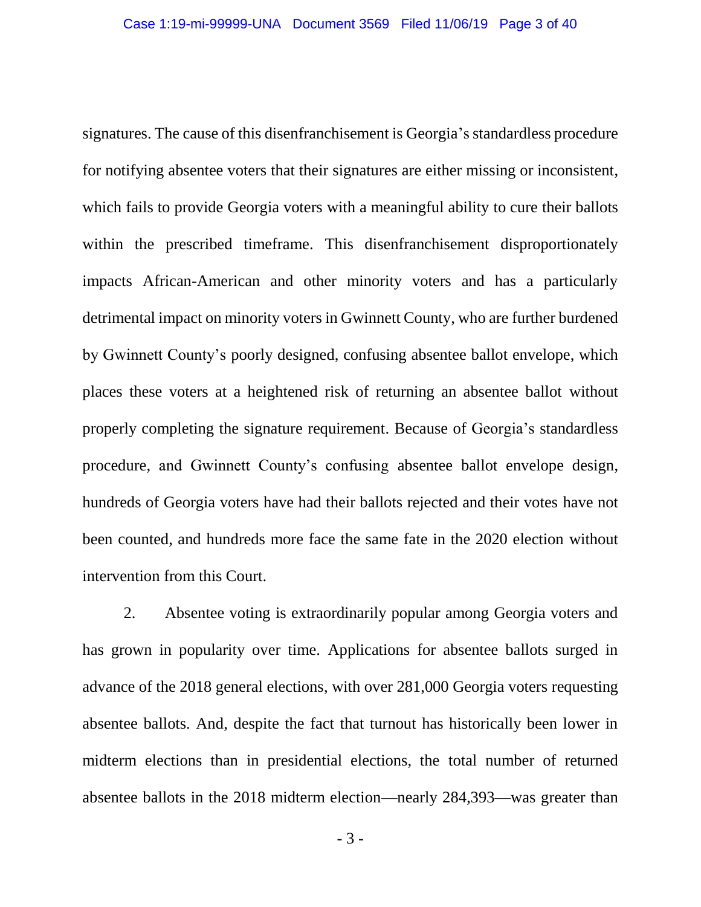signatures. The cause of this disenfranchisement is Georgia's standardless procedure for notifying absentee voters that their signatures are either missing or inconsistent, which fails to provide Georgia voters with a meaningful ability to cure their ballots within the prescribed timeframe. This disenfranchisement disproportionately impacts African-American and other minority voters and has a particularly detrimental impact on minority voters in Gwinnett County, who are further burdened by Gwinnett County's poorly designed, confusing absentee ballot envelope, which places these voters at a heightened risk of returning an absentee ballot without properly completing the signature requirement. Because of Georgia's standardless procedure, and Gwinnett County's confusing absentee ballot envelope design, hundreds of Georgia voters have had their ballots rejected and their votes have not been counted, and hundreds more face the same fate in the 2020 election without intervention from this Court.

2. Absentee voting is extraordinarily popular among Georgia voters and has grown in popularity over time. Applications for absentee ballots surged in advance of the 2018 general elections, with over 281,000 Georgia voters requesting absentee ballots. And, despite the fact that turnout has historically been lower in midterm elections than in presidential elections, the total number of returned absentee ballots in the 2018 midterm election—nearly 284,393—was greater than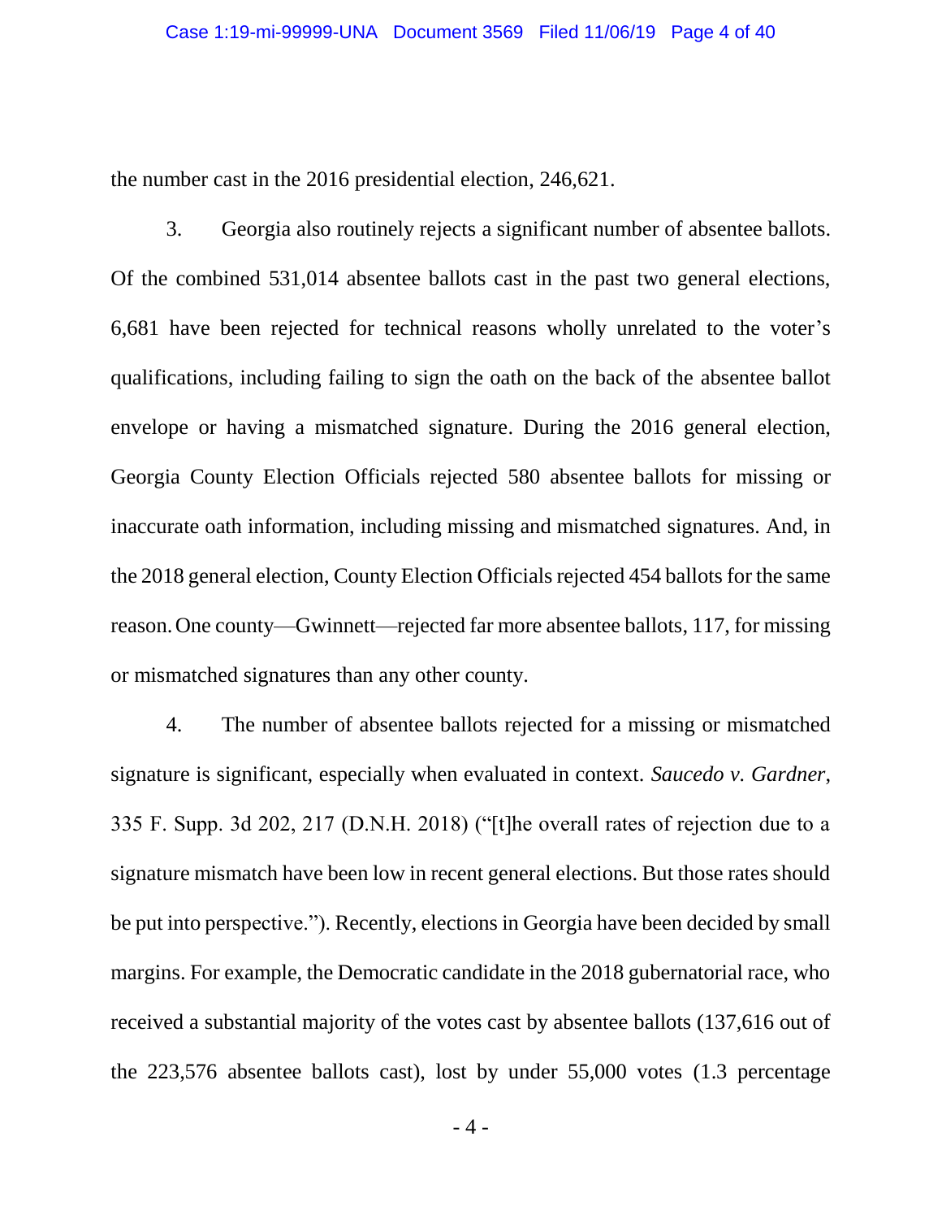the number cast in the 2016 presidential election, 246,621.

3. Georgia also routinely rejects a significant number of absentee ballots. Of the combined 531,014 absentee ballots cast in the past two general elections, 6,681 have been rejected for technical reasons wholly unrelated to the voter's qualifications, including failing to sign the oath on the back of the absentee ballot envelope or having a mismatched signature. During the 2016 general election, Georgia County Election Officials rejected 580 absentee ballots for missing or inaccurate oath information, including missing and mismatched signatures. And, in the 2018 general election, County Election Officials rejected 454 ballots for the same reason. One county—Gwinnett—rejected far more absentee ballots, 117, for missing or mismatched signatures than any other county.

4. The number of absentee ballots rejected for a missing or mismatched signature is significant, especially when evaluated in context. *Saucedo v. Gardner*, 335 F. Supp. 3d 202, 217 (D.N.H. 2018) ("[t]he overall rates of rejection due to a signature mismatch have been low in recent general elections. But those rates should be put into perspective."). Recently, elections in Georgia have been decided by small margins. For example, the Democratic candidate in the 2018 gubernatorial race, who received a substantial majority of the votes cast by absentee ballots (137,616 out of the 223,576 absentee ballots cast), lost by under 55,000 votes (1.3 percentage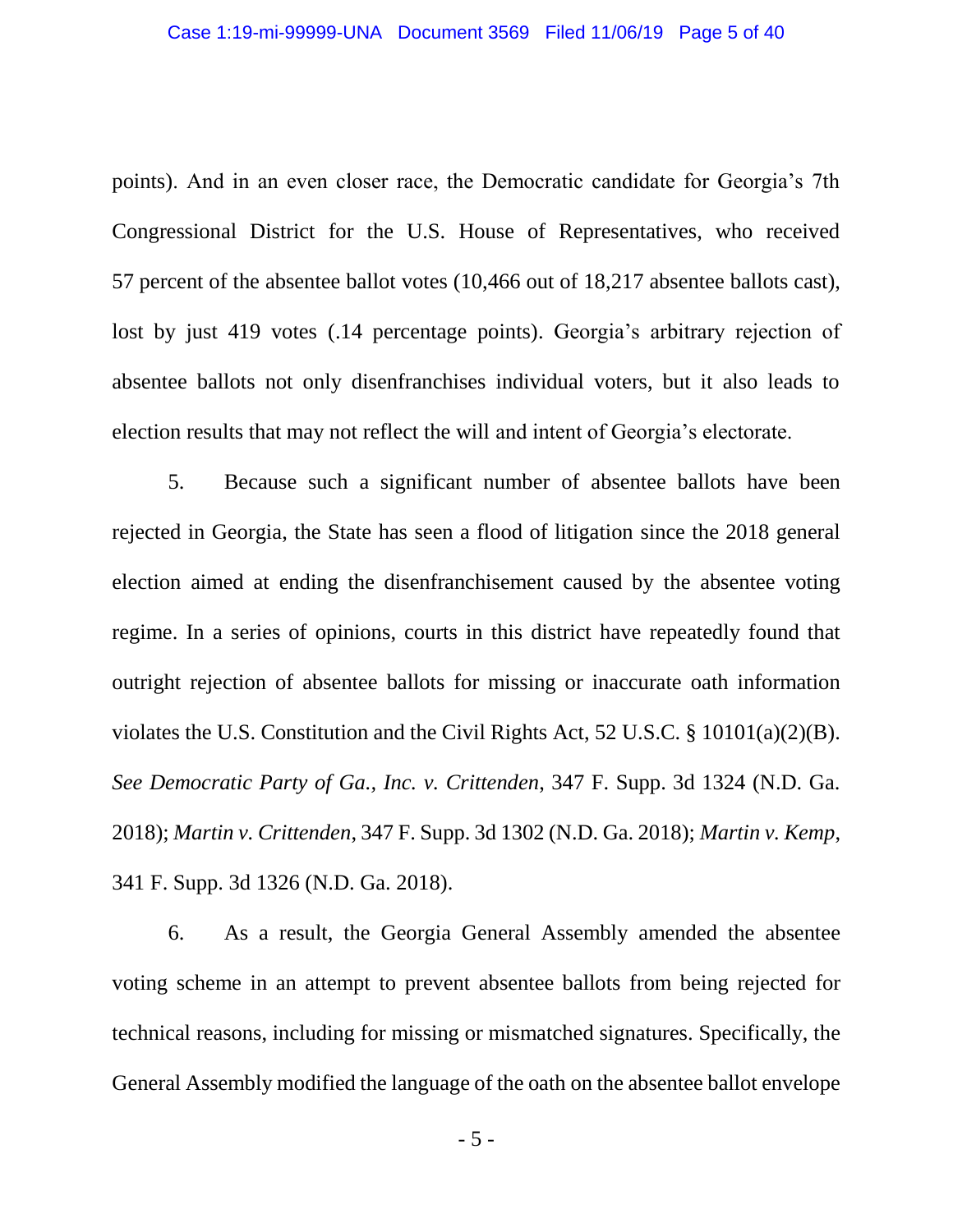points). And in an even closer race, the Democratic candidate for Georgia's 7th Congressional District for the U.S. House of Representatives, who received 57 percent of the absentee ballot votes (10,466 out of 18,217 absentee ballots cast), lost by just 419 votes (.14 percentage points). Georgia's arbitrary rejection of absentee ballots not only disenfranchises individual voters, but it also leads to election results that may not reflect the will and intent of Georgia's electorate.

5. Because such a significant number of absentee ballots have been rejected in Georgia, the State has seen a flood of litigation since the 2018 general election aimed at ending the disenfranchisement caused by the absentee voting regime. In a series of opinions, courts in this district have repeatedly found that outright rejection of absentee ballots for missing or inaccurate oath information violates the U.S. Constitution and the Civil Rights Act, 52 U.S.C. § 10101(a)(2)(B). *See Democratic Party of Ga., Inc. v. Crittenden*, 347 F. Supp. 3d 1324 (N.D. Ga. 2018); *Martin v. Crittenden*, 347 F. Supp. 3d 1302 (N.D. Ga. 2018); *Martin v. Kemp*, 341 F. Supp. 3d 1326 (N.D. Ga. 2018).

6. As a result, the Georgia General Assembly amended the absentee voting scheme in an attempt to prevent absentee ballots from being rejected for technical reasons, including for missing or mismatched signatures. Specifically, the General Assembly modified the language of the oath on the absentee ballot envelope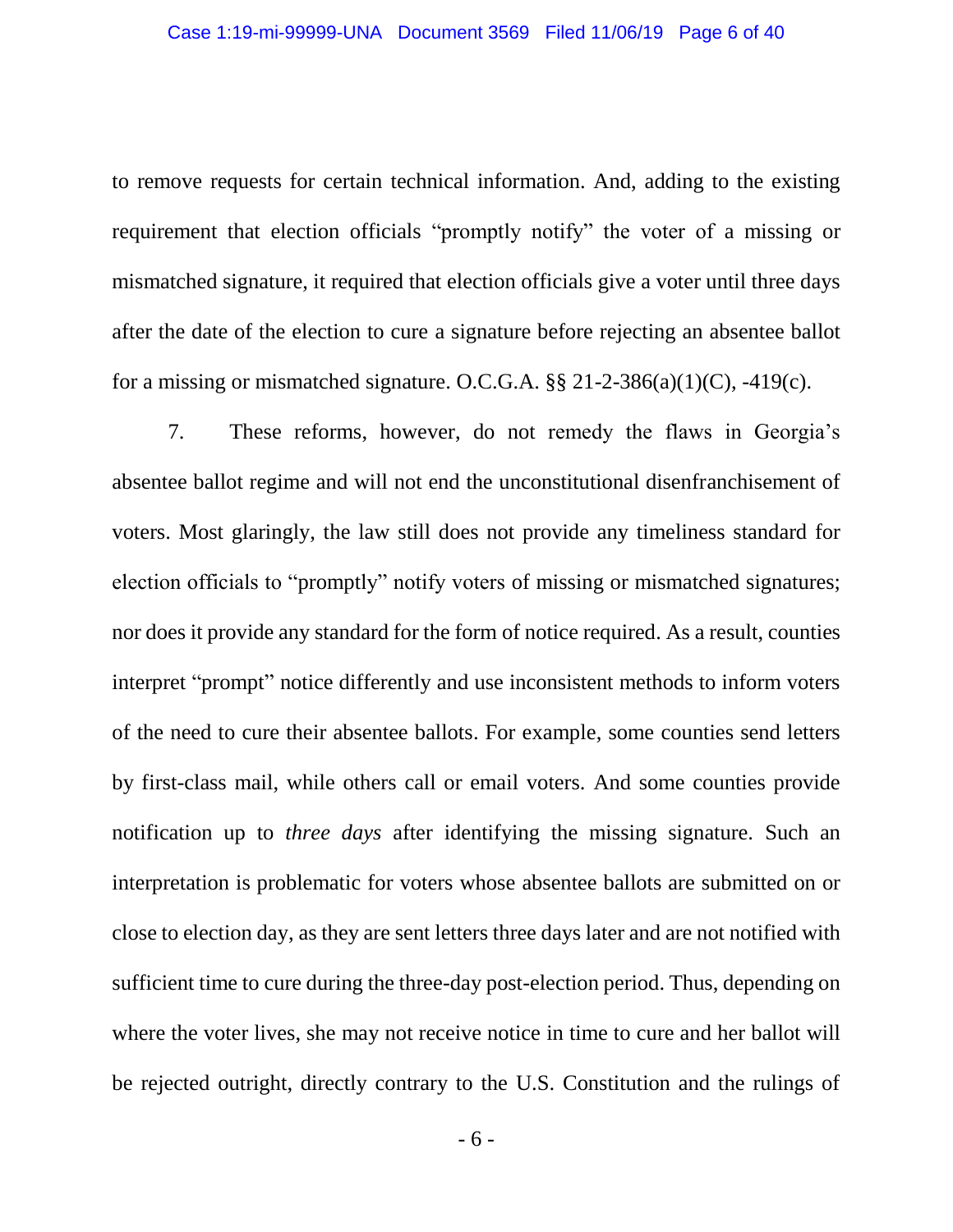to remove requests for certain technical information. And, adding to the existing requirement that election officials "promptly notify" the voter of a missing or mismatched signature, it required that election officials give a voter until three days after the date of the election to cure a signature before rejecting an absentee ballot for a missing or mismatched signature. O.C.G.A. §§ 21-2-386(a)(1)(C), -419(c).

7. These reforms, however, do not remedy the flaws in Georgia's absentee ballot regime and will not end the unconstitutional disenfranchisement of voters. Most glaringly, the law still does not provide any timeliness standard for election officials to "promptly" notify voters of missing or mismatched signatures; nor does it provide any standard for the form of notice required. As a result, counties interpret "prompt" notice differently and use inconsistent methods to inform voters of the need to cure their absentee ballots. For example, some counties send letters by first-class mail, while others call or email voters. And some counties provide notification up to *three days* after identifying the missing signature. Such an interpretation is problematic for voters whose absentee ballots are submitted on or close to election day, as they are sent letters three days later and are not notified with sufficient time to cure during the three-day post-election period. Thus, depending on where the voter lives, she may not receive notice in time to cure and her ballot will be rejected outright, directly contrary to the U.S. Constitution and the rulings of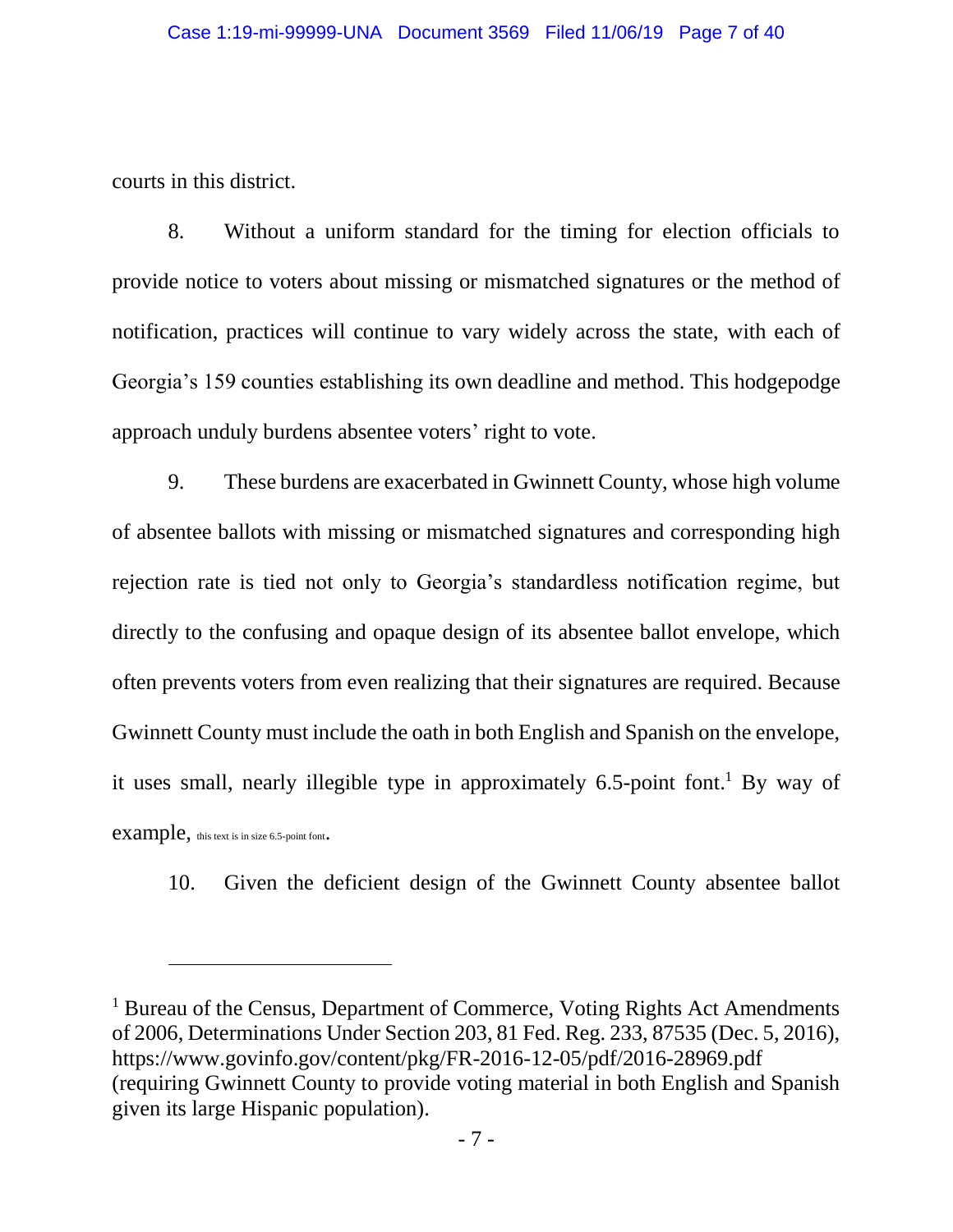courts in this district.

8. Without a uniform standard for the timing for election officials to provide notice to voters about missing or mismatched signatures or the method of notification, practices will continue to vary widely across the state, with each of Georgia's 159 counties establishing its own deadline and method. This hodgepodge approach unduly burdens absentee voters' right to vote.

9. These burdens are exacerbated in Gwinnett County, whose high volume of absentee ballots with missing or mismatched signatures and corresponding high rejection rate is tied not only to Georgia's standardless notification regime, but directly to the confusing and opaque design of its absentee ballot envelope, which often prevents voters from even realizing that their signatures are required. Because Gwinnett County must include the oath in both English and Spanish on the envelope, it uses small, nearly illegible type in approximately 6.5-point font.[1] By way of example, this text is in size 6.5-point font.

10. Given the deficient design of the Gwinnett County absentee ballot

---

[1] Bureau of the Census, Department of Commerce, Voting Rights Act Amendments of 2006, Determinations Under Section 203, 81 Fed. Reg. 233, 87535 (Dec. 5, 2016), https://www.govinfo.gov/content/pkg/FR-2016-12-05/pdf/2016-28969.pdf (requiring Gwinnett County to provide voting material in both English and Spanish given its large Hispanic population).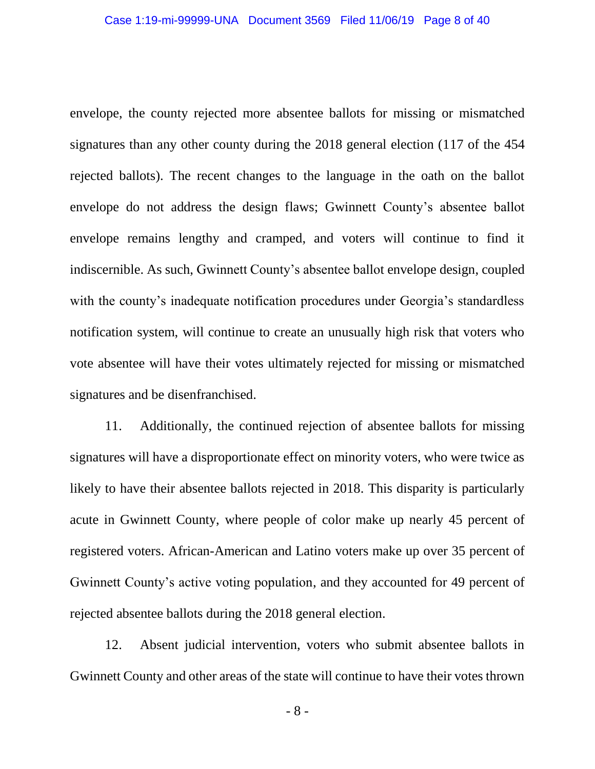envelope, the county rejected more absentee ballots for missing or mismatched signatures than any other county during the 2018 general election (117 of the 454 rejected ballots). The recent changes to the language in the oath on the ballot envelope do not address the design flaws; Gwinnett County's absentee ballot envelope remains lengthy and cramped, and voters will continue to find it indiscernible. As such, Gwinnett County's absentee ballot envelope design, coupled with the county's inadequate notification procedures under Georgia's standardless notification system, will continue to create an unusually high risk that voters who vote absentee will have their votes ultimately rejected for missing or mismatched signatures and be disenfranchised.

11. Additionally, the continued rejection of absentee ballots for missing signatures will have a disproportionate effect on minority voters, who were twice as likely to have their absentee ballots rejected in 2018. This disparity is particularly acute in Gwinnett County, where people of color make up nearly 45 percent of registered voters. African-American and Latino voters make up over 35 percent of Gwinnett County's active voting population, and they accounted for 49 percent of rejected absentee ballots during the 2018 general election.

12. Absent judicial intervention, voters who submit absentee ballots in Gwinnett County and other areas of the state will continue to have their votes thrown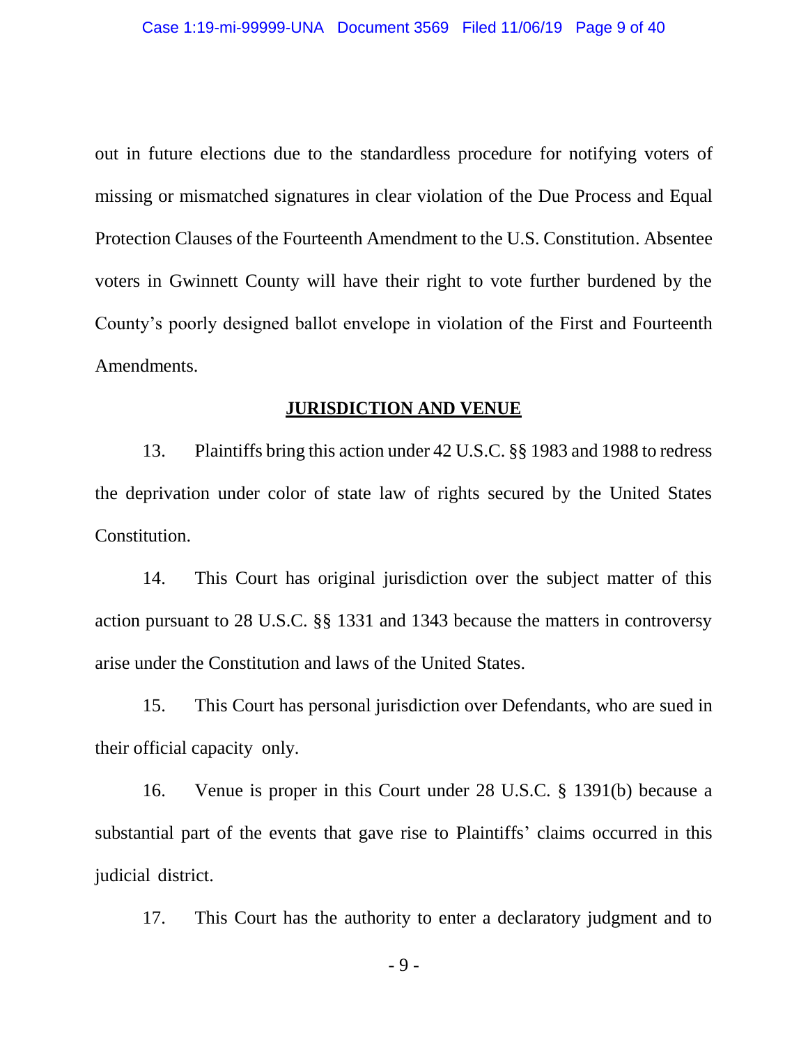out in future elections due to the standardless procedure for notifying voters of missing or mismatched signatures in clear violation of the Due Process and Equal Protection Clauses of the Fourteenth Amendment to the U.S. Constitution. Absentee voters in Gwinnett County will have their right to vote further burdened by the County's poorly designed ballot envelope in violation of the First and Fourteenth Amendments.

## **JURISDICTION AND VENUE**

13. Plaintiffs bring this action under 42 U.S.C. §§ 1983 and 1988 to redress the deprivation under color of state law of rights secured by the United States Constitution.

14. This Court has original jurisdiction over the subject matter of this action pursuant to 28 U.S.C. §§ 1331 and 1343 because the matters in controversy arise under the Constitution and laws of the United States.

15. This Court has personal jurisdiction over Defendants, who are sued in their official capacity only.

16. Venue is proper in this Court under 28 U.S.C. § 1391(b) because a substantial part of the events that gave rise to Plaintiffs' claims occurred in this judicial district.

17. This Court has the authority to enter a declaratory judgment and to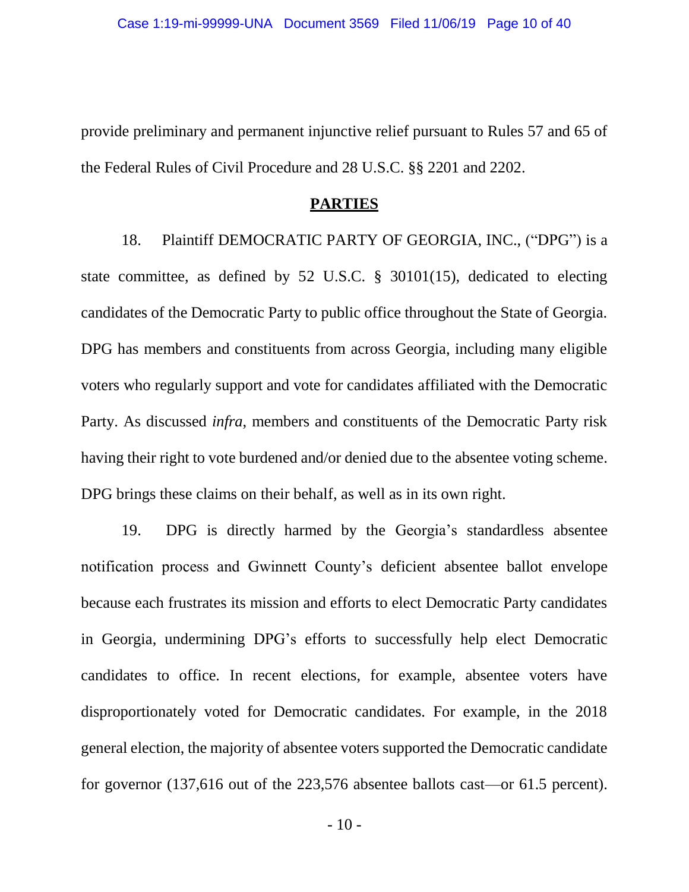provide preliminary and permanent injunctive relief pursuant to Rules 57 and 65 of the Federal Rules of Civil Procedure and 28 U.S.C. §§ 2201 and 2202.

## **PARTIES**

18. Plaintiff DEMOCRATIC PARTY OF GEORGIA, INC., ("DPG") is a state committee, as defined by 52 U.S.C. § 30101(15), dedicated to electing candidates of the Democratic Party to public office throughout the State of Georgia. DPG has members and constituents from across Georgia, including many eligible voters who regularly support and vote for candidates affiliated with the Democratic Party. As discussed *infra*, members and constituents of the Democratic Party risk having their right to vote burdened and/or denied due to the absentee voting scheme. DPG brings these claims on their behalf, as well as in its own right.

19. DPG is directly harmed by the Georgia's standardless absentee notification process and Gwinnett County's deficient absentee ballot envelope because each frustrates its mission and efforts to elect Democratic Party candidates in Georgia, undermining DPG's efforts to successfully help elect Democratic candidates to office. In recent elections, for example, absentee voters have disproportionately voted for Democratic candidates. For example, in the 2018 general election, the majority of absentee voters supported the Democratic candidate for governor (137,616 out of the 223,576 absentee ballots cast—or 61.5 percent).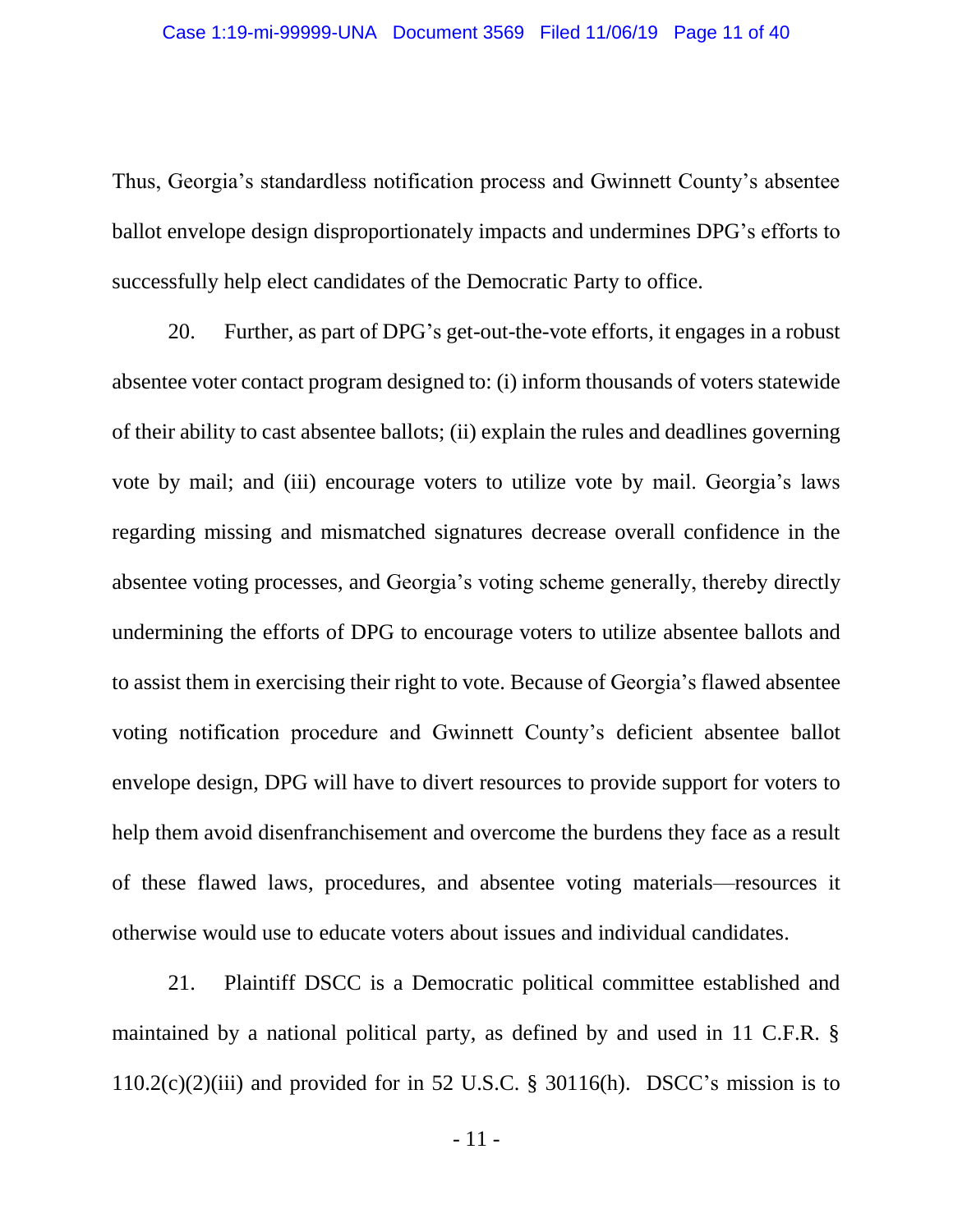Thus, Georgia's standardless notification process and Gwinnett County's absentee ballot envelope design disproportionately impacts and undermines DPG's efforts to successfully help elect candidates of the Democratic Party to office.

20. Further, as part of DPG's get-out-the-vote efforts, it engages in a robust absentee voter contact program designed to: (i) inform thousands of voters statewide of their ability to cast absentee ballots; (ii) explain the rules and deadlines governing vote by mail; and (iii) encourage voters to utilize vote by mail. Georgia's laws regarding missing and mismatched signatures decrease overall confidence in the absentee voting processes, and Georgia's voting scheme generally, thereby directly undermining the efforts of DPG to encourage voters to utilize absentee ballots and to assist them in exercising their right to vote. Because of Georgia's flawed absentee voting notification procedure and Gwinnett County's deficient absentee ballot envelope design, DPG will have to divert resources to provide support for voters to help them avoid disenfranchisement and overcome the burdens they face as a result of these flawed laws, procedures, and absentee voting materials—resources it otherwise would use to educate voters about issues and individual candidates.

21. Plaintiff DSCC is a Democratic political committee established and maintained by a national political party, as defined by and used in 11 C.F.R. § 110.2(c)(2)(iii) and provided for in 52 U.S.C. § 30116(h). DSCC's mission is to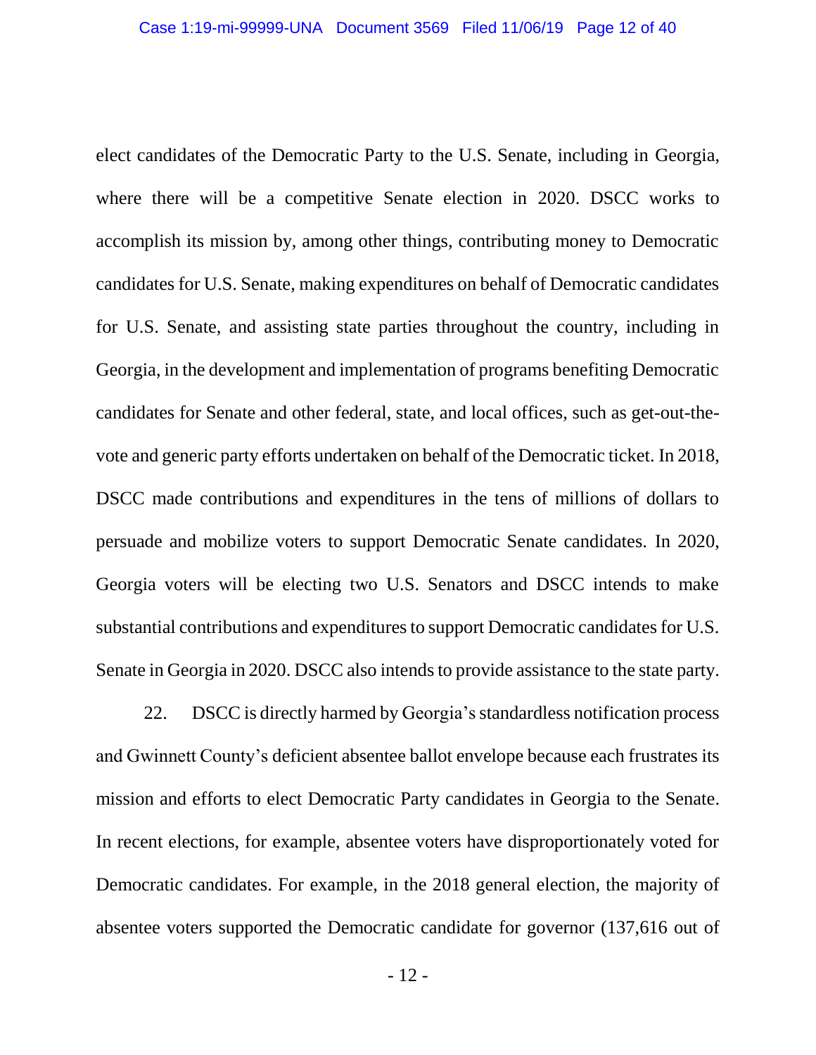elect candidates of the Democratic Party to the U.S. Senate, including in Georgia, where there will be a competitive Senate election in 2020. DSCC works to accomplish its mission by, among other things, contributing money to Democratic candidates for U.S. Senate, making expenditures on behalf of Democratic candidates for U.S. Senate, and assisting state parties throughout the country, including in Georgia, in the development and implementation of programs benefiting Democratic candidates for Senate and other federal, state, and local offices, such as get-out-the-vote and generic party efforts undertaken on behalf of the Democratic ticket. In 2018, DSCC made contributions and expenditures in the tens of millions of dollars to persuade and mobilize voters to support Democratic Senate candidates. In 2020, Georgia voters will be electing two U.S. Senators and DSCC intends to make substantial contributions and expenditures to support Democratic candidates for U.S. Senate in Georgia in 2020. DSCC also intends to provide assistance to the state party.

22. DSCC is directly harmed by Georgia's standardless notification process and Gwinnett County's deficient absentee ballot envelope because each frustrates its mission and efforts to elect Democratic Party candidates in Georgia to the Senate. In recent elections, for example, absentee voters have disproportionately voted for Democratic candidates. For example, in the 2018 general election, the majority of absentee voters supported the Democratic candidate for governor (137,616 out of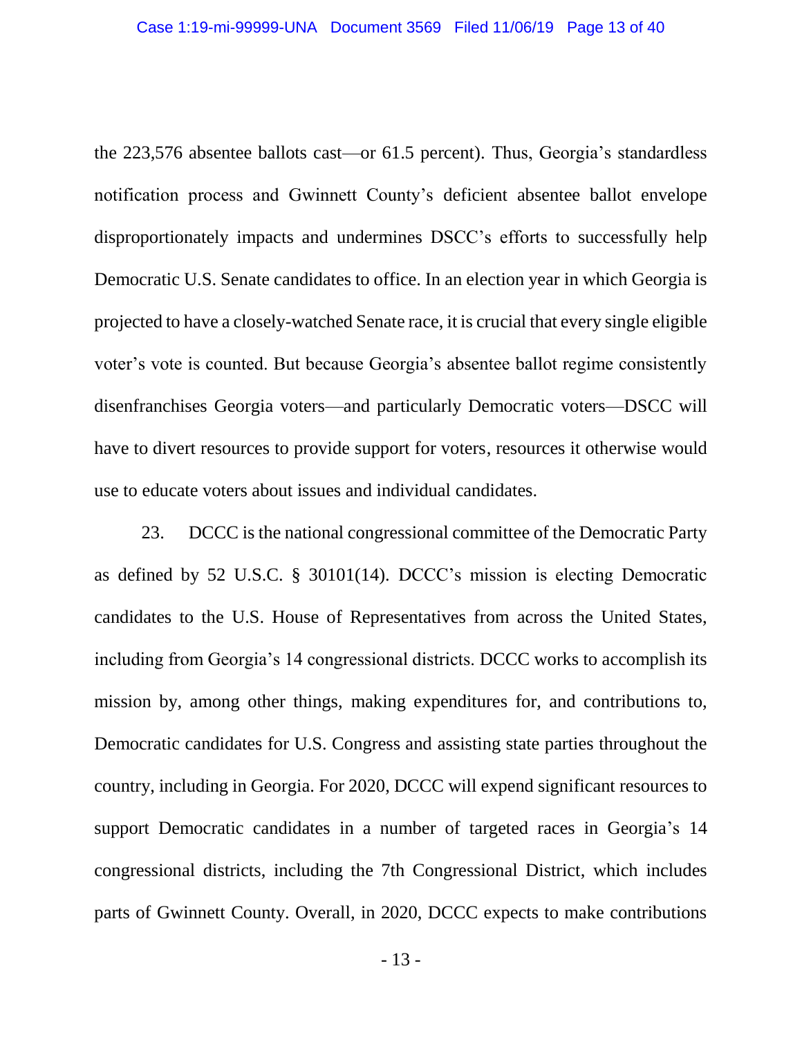the 223,576 absentee ballots cast—or 61.5 percent). Thus, Georgia's standardless notification process and Gwinnett County's deficient absentee ballot envelope disproportionately impacts and undermines DSCC's efforts to successfully help Democratic U.S. Senate candidates to office. In an election year in which Georgia is projected to have a closely-watched Senate race, it is crucial that every single eligible voter's vote is counted. But because Georgia's absentee ballot regime consistently disenfranchises Georgia voters—and particularly Democratic voters—DSCC will have to divert resources to provide support for voters, resources it otherwise would use to educate voters about issues and individual candidates.

23. DCCC is the national congressional committee of the Democratic Party as defined by 52 U.S.C. § 30101(14). DCCC's mission is electing Democratic candidates to the U.S. House of Representatives from across the United States, including from Georgia's 14 congressional districts. DCCC works to accomplish its mission by, among other things, making expenditures for, and contributions to, Democratic candidates for U.S. Congress and assisting state parties throughout the country, including in Georgia. For 2020, DCCC will expend significant resources to support Democratic candidates in a number of targeted races in Georgia's 14 congressional districts, including the 7th Congressional District, which includes parts of Gwinnett County. Overall, in 2020, DCCC expects to make contributions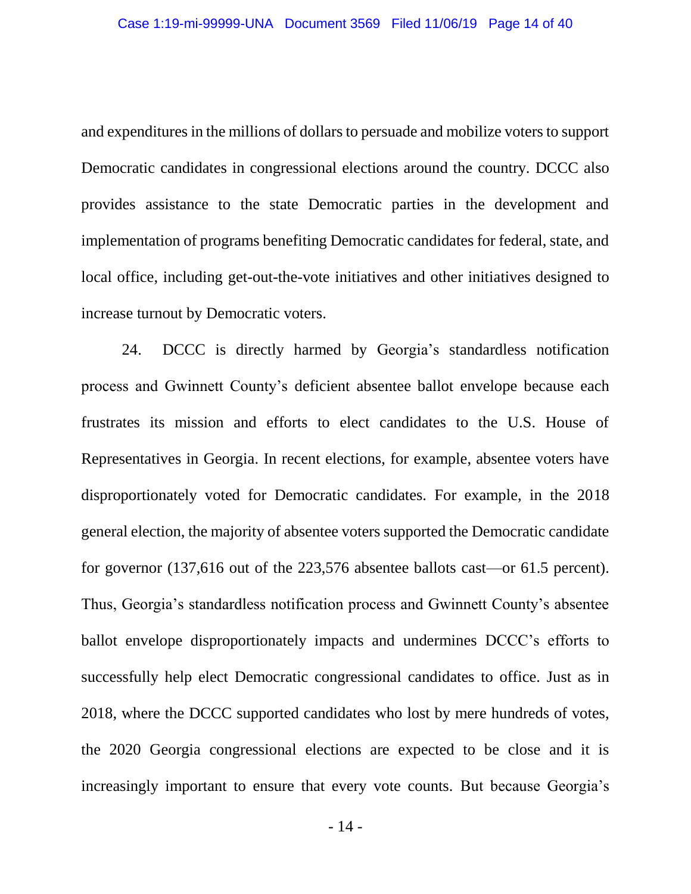and expenditures in the millions of dollars to persuade and mobilize voters to support Democratic candidates in congressional elections around the country. DCCC also provides assistance to the state Democratic parties in the development and implementation of programs benefiting Democratic candidates for federal, state, and local office, including get-out-the-vote initiatives and other initiatives designed to increase turnout by Democratic voters.

24. DCCC is directly harmed by Georgia's standardless notification process and Gwinnett County's deficient absentee ballot envelope because each frustrates its mission and efforts to elect candidates to the U.S. House of Representatives in Georgia. In recent elections, for example, absentee voters have disproportionately voted for Democratic candidates. For example, in the 2018 general election, the majority of absentee voters supported the Democratic candidate for governor (137,616 out of the 223,576 absentee ballots cast—or 61.5 percent). Thus, Georgia's standardless notification process and Gwinnett County's absentee ballot envelope disproportionately impacts and undermines DCCC's efforts to successfully help elect Democratic congressional candidates to office. Just as in 2018, where the DCCC supported candidates who lost by mere hundreds of votes, the 2020 Georgia congressional elections are expected to be close and it is increasingly important to ensure that every vote counts. But because Georgia's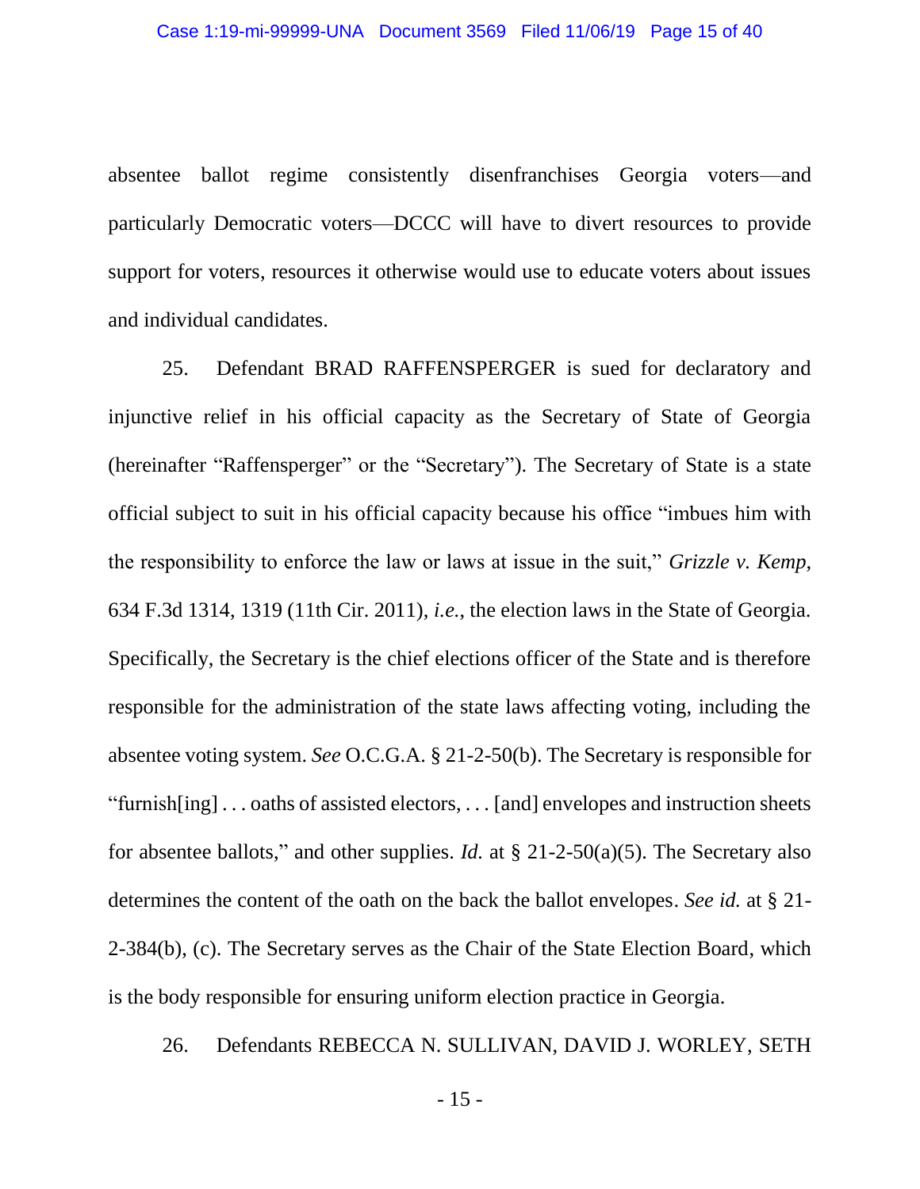absentee ballot regime consistently disenfranchises Georgia voters—and particularly Democratic voters—DCCC will have to divert resources to provide support for voters, resources it otherwise would use to educate voters about issues and individual candidates.

25. Defendant BRAD RAFFENSPERGER is sued for declaratory and injunctive relief in his official capacity as the Secretary of State of Georgia (hereinafter "Raffensperger" or the "Secretary"). The Secretary of State is a state official subject to suit in his official capacity because his office "imbues him with the responsibility to enforce the law or laws at issue in the suit," *Grizzle v. Kemp*, 634 F.3d 1314, 1319 (11th Cir. 2011), *i.e.*, the election laws in the State of Georgia. Specifically, the Secretary is the chief elections officer of the State and is therefore responsible for the administration of the state laws affecting voting, including the absentee voting system. *See* O.C.G.A. § 21-2-50(b). The Secretary is responsible for "furnish[ing] . . . oaths of assisted electors, . . . [and] envelopes and instruction sheets for absentee ballots," and other supplies. *Id.* at § 21-2-50(a)(5). The Secretary also determines the content of the oath on the back the ballot envelopes. *See id.* at § 21-2-384(b), (c). The Secretary serves as the Chair of the State Election Board, which is the body responsible for ensuring uniform election practice in Georgia.

26. Defendants REBECCA N. SULLIVAN, DAVID J. WORLEY, SETH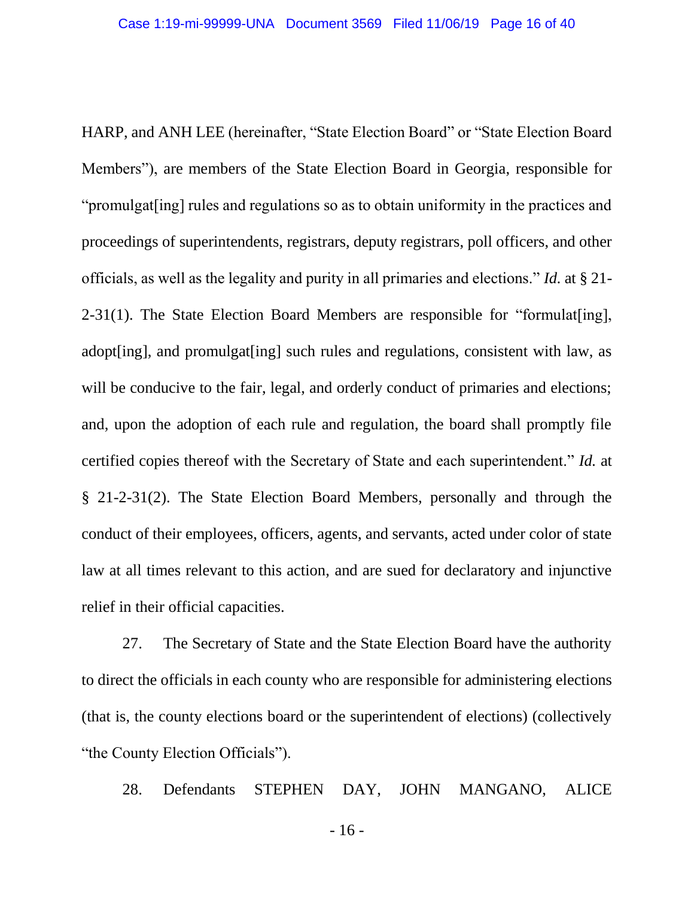HARP, and ANH LEE (hereinafter, "State Election Board" or "State Election Board Members"), are members of the State Election Board in Georgia, responsible for "promulgat[ing] rules and regulations so as to obtain uniformity in the practices and proceedings of superintendents, registrars, deputy registrars, poll officers, and other officials, as well as the legality and purity in all primaries and elections." *Id.* at § 21-2-31(1). The State Election Board Members are responsible for "formulat[ing], adopt[ing], and promulgat[ing] such rules and regulations, consistent with law, as will be conducive to the fair, legal, and orderly conduct of primaries and elections; and, upon the adoption of each rule and regulation, the board shall promptly file certified copies thereof with the Secretary of State and each superintendent." *Id.* at § 21-2-31(2). The State Election Board Members, personally and through the conduct of their employees, officers, agents, and servants, acted under color of state law at all times relevant to this action, and are sued for declaratory and injunctive relief in their official capacities.

27. The Secretary of State and the State Election Board have the authority to direct the officials in each county who are responsible for administering elections (that is, the county elections board or the superintendent of elections) (collectively "the County Election Officials").

28. Defendants STEPHEN DAY, JOHN MANGANO, ALICE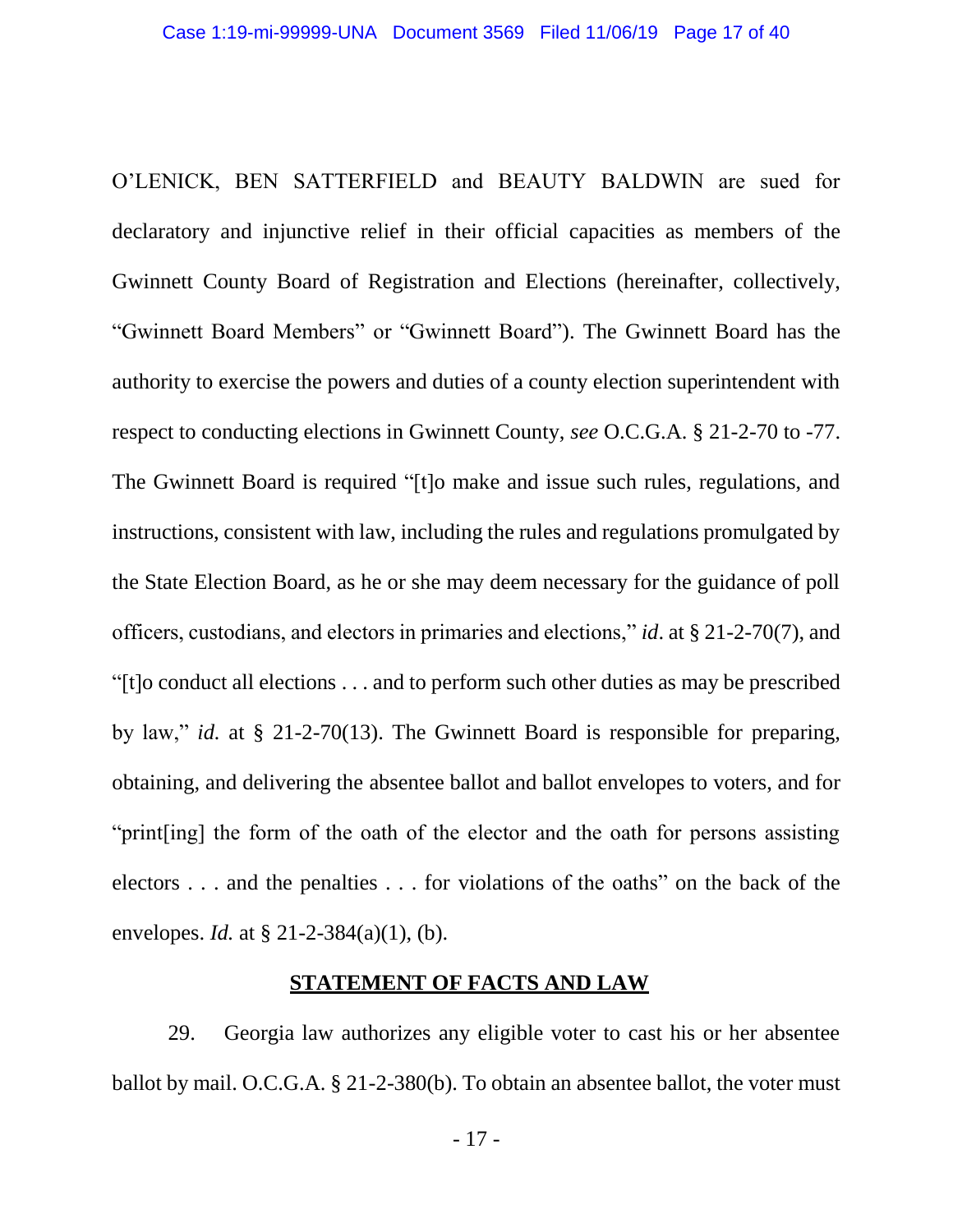O'LENICK, BEN SATTERFIELD and BEAUTY BALDWIN are sued for declaratory and injunctive relief in their official capacities as members of the Gwinnett County Board of Registration and Elections (hereinafter, collectively, "Gwinnett Board Members" or "Gwinnett Board"). The Gwinnett Board has the authority to exercise the powers and duties of a county election superintendent with respect to conducting elections in Gwinnett County, *see* O.C.G.A. § 21-2-70 to -77. The Gwinnett Board is required "[t]o make and issue such rules, regulations, and instructions, consistent with law, including the rules and regulations promulgated by the State Election Board, as he or she may deem necessary for the guidance of poll officers, custodians, and electors in primaries and elections," *id*. at § 21-2-70(7), and "[t]o conduct all elections . . . and to perform such other duties as may be prescribed by law," *id.* at § 21-2-70(13). The Gwinnett Board is responsible for preparing, obtaining, and delivering the absentee ballot and ballot envelopes to voters, and for "print[ing] the form of the oath of the elector and the oath for persons assisting electors . . . and the penalties . . . for violations of the oaths" on the back of the envelopes. *Id.* at § 21-2-384(a)(1), (b).

## STATEMENT OF FACTS AND LAW

29. Georgia law authorizes any eligible voter to cast his or her absentee ballot by mail. O.C.G.A. § 21-2-380(b). To obtain an absentee ballot, the voter must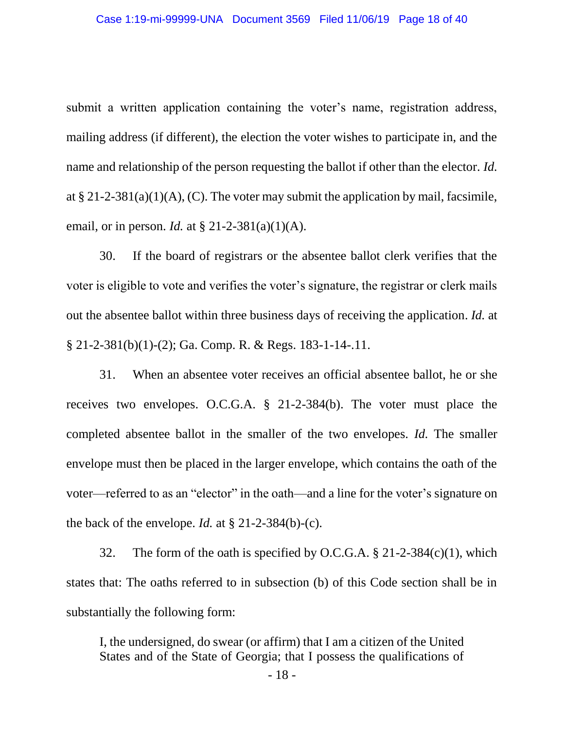submit a written application containing the voter's name, registration address, mailing address (if different), the election the voter wishes to participate in, and the name and relationship of the person requesting the ballot if other than the elector. *Id.* at § 21-2-381(a)(1)(A), (C). The voter may submit the application by mail, facsimile, email, or in person. *Id.* at § 21-2-381(a)(1)(A).

30. If the board of registrars or the absentee ballot clerk verifies that the voter is eligible to vote and verifies the voter's signature, the registrar or clerk mails out the absentee ballot within three business days of receiving the application. *Id.* at § 21-2-381(b)(1)-(2); Ga. Comp. R. & Regs. 183-1-14-.11.

31. When an absentee voter receives an official absentee ballot, he or she receives two envelopes. O.C.G.A. § 21-2-384(b). The voter must place the completed absentee ballot in the smaller of the two envelopes. *Id.* The smaller envelope must then be placed in the larger envelope, which contains the oath of the voter—referred to as an "elector" in the oath—and a line for the voter's signature on the back of the envelope. *Id.* at § 21-2-384(b)-(c).

32. The form of the oath is specified by O.C.G.A. § 21-2-384(c)(1), which states that: The oaths referred to in subsection (b) of this Code section shall be in substantially the following form:

> I, the undersigned, do swear (or affirm) that I am a citizen of the United States and of the State of Georgia; that I possess the qualifications of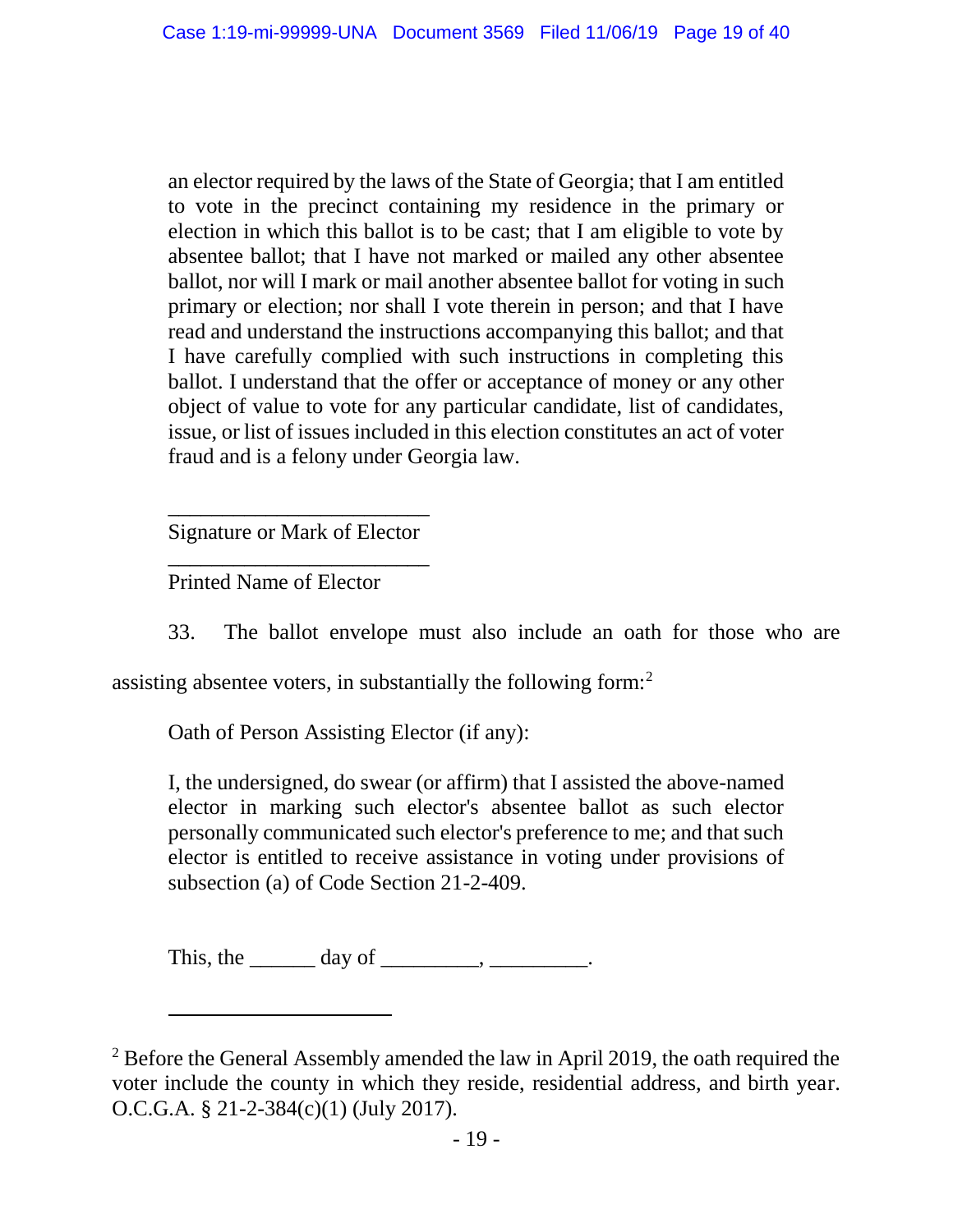> an elector required by the laws of the State of Georgia; that I am entitled to vote in the precinct containing my residence in the primary or election in which this ballot is to be cast; that I am eligible to vote by absentee ballot; that I have not marked or mailed any other absentee ballot, nor will I mark or mail another absentee ballot for voting in such primary or election; nor shall I vote therein in person; and that I have read and understand the instructions accompanying this ballot; and that I have carefully complied with such instructions in completing this ballot. I understand that the offer or acceptance of money or any other object of value to vote for any particular candidate, list of candidates, issue, or list of issues included in this election constitutes an act of voter fraud and is a felony under Georgia law.
>
> ________________________
> Signature or Mark of Elector
>
> ________________________
> Printed Name of Elector

33. The ballot envelope must also include an oath for those who are assisting absentee voters, in substantially the following form:[2]

> Oath of Person Assisting Elector (if any):
>
> I, the undersigned, do swear (or affirm) that I assisted the above-named elector in marking such elector's absentee ballot as such elector personally communicated such elector's preference to me; and that such elector is entitled to receive assistance in voting under provisions of subsection (a) of Code Section 21-2-409.
>
> This, the ______ day of _________, _________.

---

[2] Before the General Assembly amended the law in April 2019, the oath required the voter include the county in which they reside, residential address, and birth year. O.C.G.A. § 21-2-384(c)(1) (July 2017).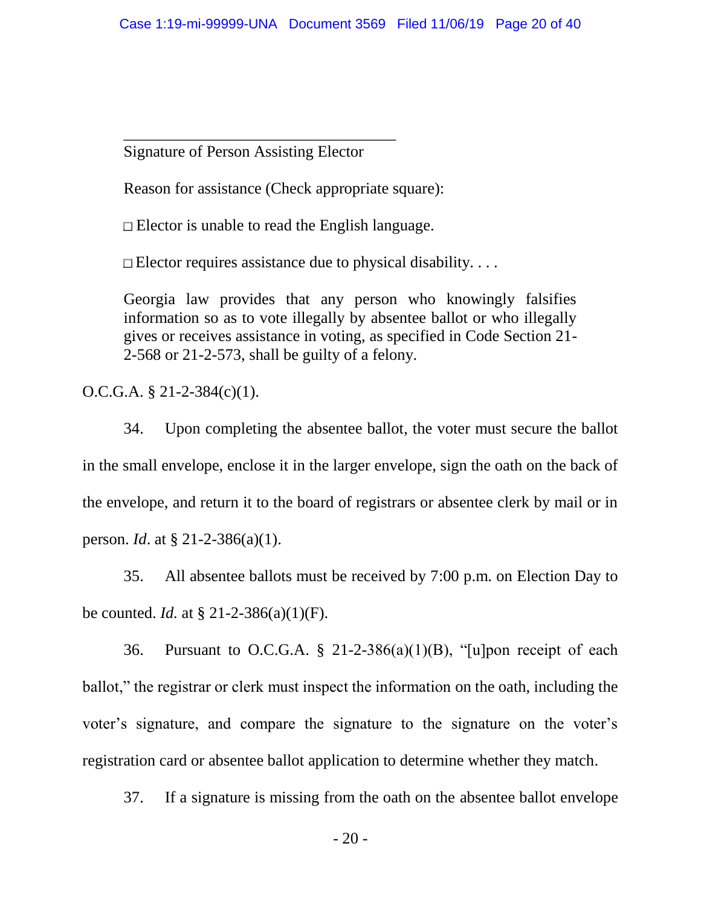> \_\_\_\_\_\_\_\_\_\_\_\_\_\_\_\_\_\_\_\_\_\_\_\_\_\_\_\_\_\_\_\_\_\_\_\_
>
> Signature of Person Assisting Elector
>
> Reason for assistance (Check appropriate square):
>
> □ Elector is unable to read the English language.
>
> □ Elector requires assistance due to physical disability. . . .
>
> Georgia law provides that any person who knowingly falsifies information so as to vote illegally by absentee ballot or who illegally gives or receives assistance in voting, as specified in Code Section 21-2-568 or 21-2-573, shall be guilty of a felony.

O.C.G.A. § 21-2-384(c)(1).

34. Upon completing the absentee ballot, the voter must secure the ballot in the small envelope, enclose it in the larger envelope, sign the oath on the back of the envelope, and return it to the board of registrars or absentee clerk by mail or in person. *Id*. at § 21-2-386(a)(1).

35. All absentee ballots must be received by 7:00 p.m. on Election Day to be counted. *Id.* at § 21-2-386(a)(1)(F).

36. Pursuant to O.C.G.A. § 21-2-386(a)(1)(B), "[u]pon receipt of each ballot," the registrar or clerk must inspect the information on the oath, including the voter's signature, and compare the signature to the signature on the voter's registration card or absentee ballot application to determine whether they match.

37. If a signature is missing from the oath on the absentee ballot envelope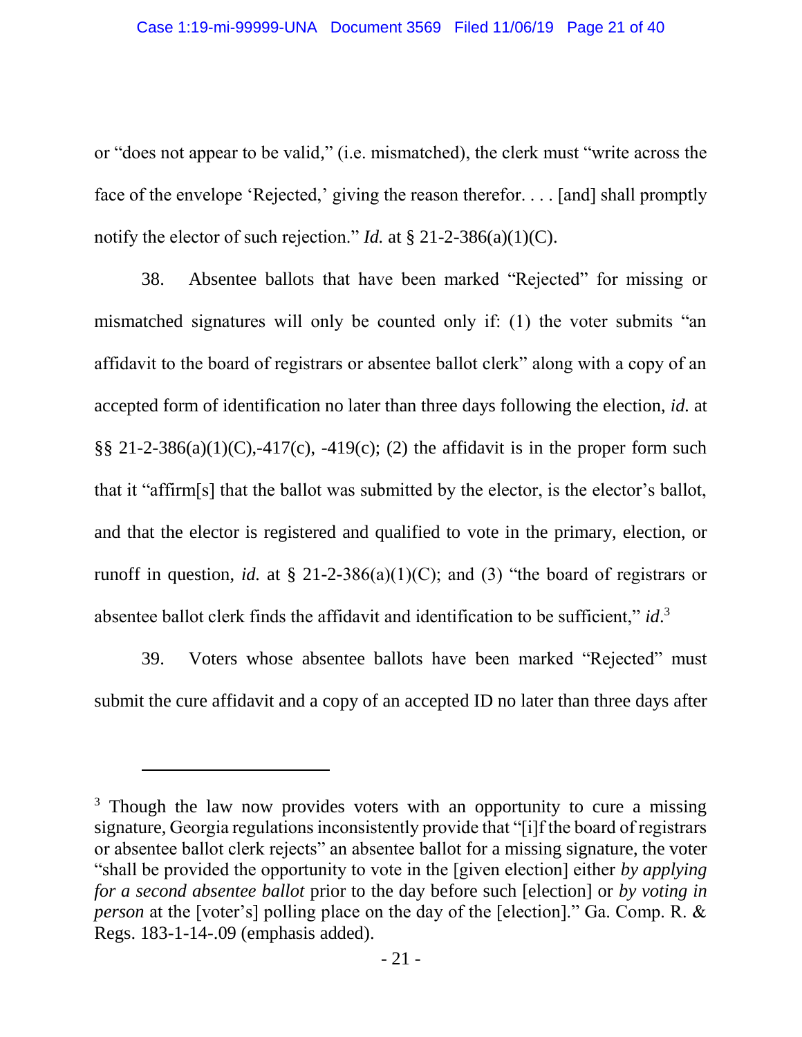or "does not appear to be valid," (i.e. mismatched), the clerk must "write across the face of the envelope 'Rejected,' giving the reason therefor. . . . [and] shall promptly notify the elector of such rejection." *Id.* at § 21-2-386(a)(1)(C).

38. Absentee ballots that have been marked "Rejected" for missing or mismatched signatures will only be counted only if: (1) the voter submits "an affidavit to the board of registrars or absentee ballot clerk" along with a copy of an accepted form of identification no later than three days following the election, *id.* at §§ 21-2-386(a)(1)(C),-417(c), -419(c); (2) the affidavit is in the proper form such that it "affirm[s] that the ballot was submitted by the elector, is the elector's ballot, and that the elector is registered and qualified to vote in the primary, election, or runoff in question, *id.* at § 21-2-386(a)(1)(C); and (3) "the board of registrars or absentee ballot clerk finds the affidavit and identification to be sufficient," *id*.[3]

39. Voters whose absentee ballots have been marked "Rejected" must submit the cure affidavit and a copy of an accepted ID no later than three days after

---

[3] Though the law now provides voters with an opportunity to cure a missing signature, Georgia regulations inconsistently provide that "[i]f the board of registrars or absentee ballot clerk rejects" an absentee ballot for a missing signature, the voter "shall be provided the opportunity to vote in the [given election] either *by applying for a second absentee ballot* prior to the day before such [election] or *by voting in person* at the [voter's] polling place on the day of the [election]." Ga. Comp. R. & Regs. 183-1-14-.09 (emphasis added).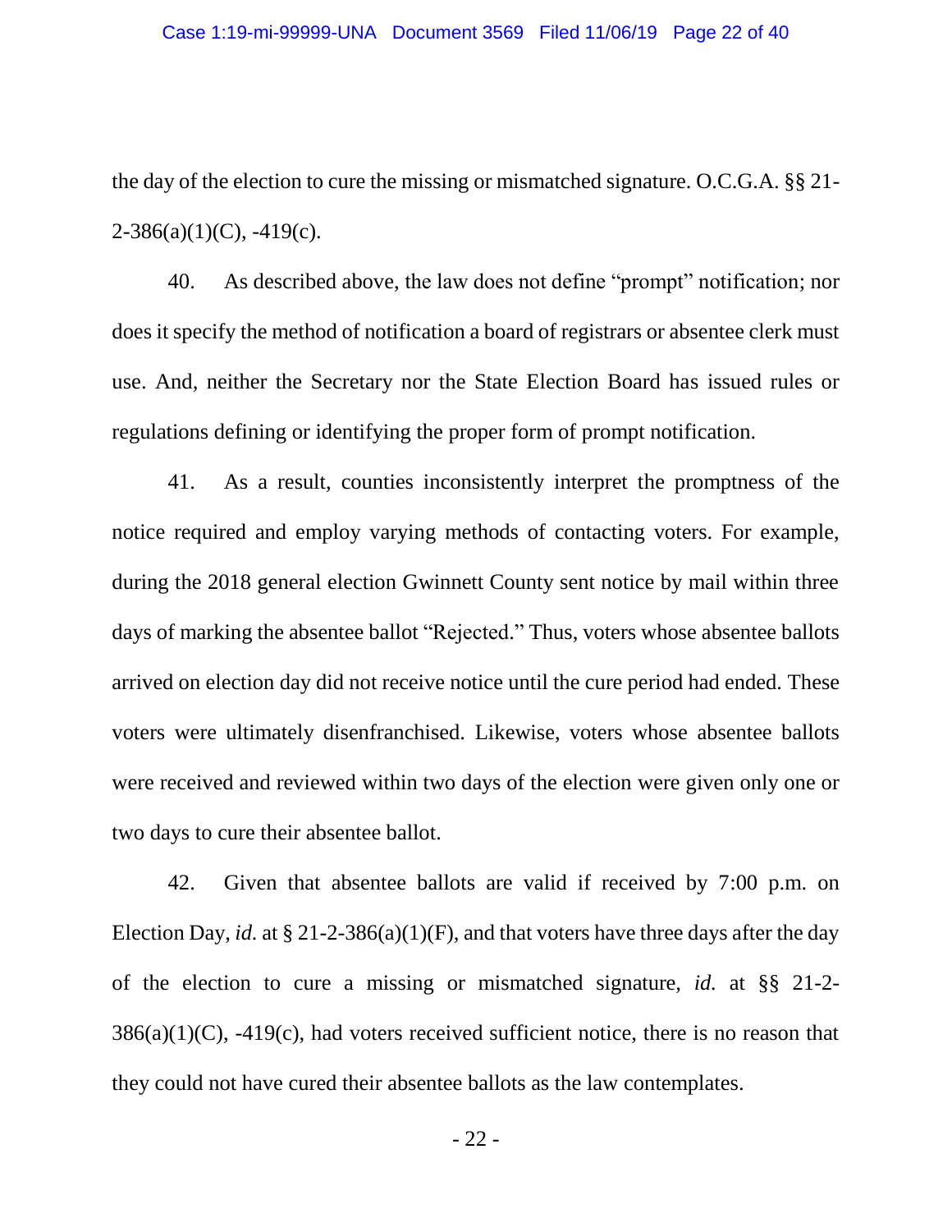the day of the election to cure the missing or mismatched signature. O.C.G.A. §§ 21-2-386(a)(1)(C), -419(c).

40. As described above, the law does not define "prompt" notification; nor does it specify the method of notification a board of registrars or absentee clerk must use. And, neither the Secretary nor the State Election Board has issued rules or regulations defining or identifying the proper form of prompt notification.

41. As a result, counties inconsistently interpret the promptness of the notice required and employ varying methods of contacting voters. For example, during the 2018 general election Gwinnett County sent notice by mail within three days of marking the absentee ballot "Rejected." Thus, voters whose absentee ballots arrived on election day did not receive notice until the cure period had ended. These voters were ultimately disenfranchised. Likewise, voters whose absentee ballots were received and reviewed within two days of the election were given only one or two days to cure their absentee ballot.

42. Given that absentee ballots are valid if received by 7:00 p.m. on Election Day, *id.* at § 21-2-386(a)(1)(F), and that voters have three days after the day of the election to cure a missing or mismatched signature, *id.* at §§ 21-2-386(a)(1)(C), -419(c), had voters received sufficient notice, there is no reason that they could not have cured their absentee ballots as the law contemplates.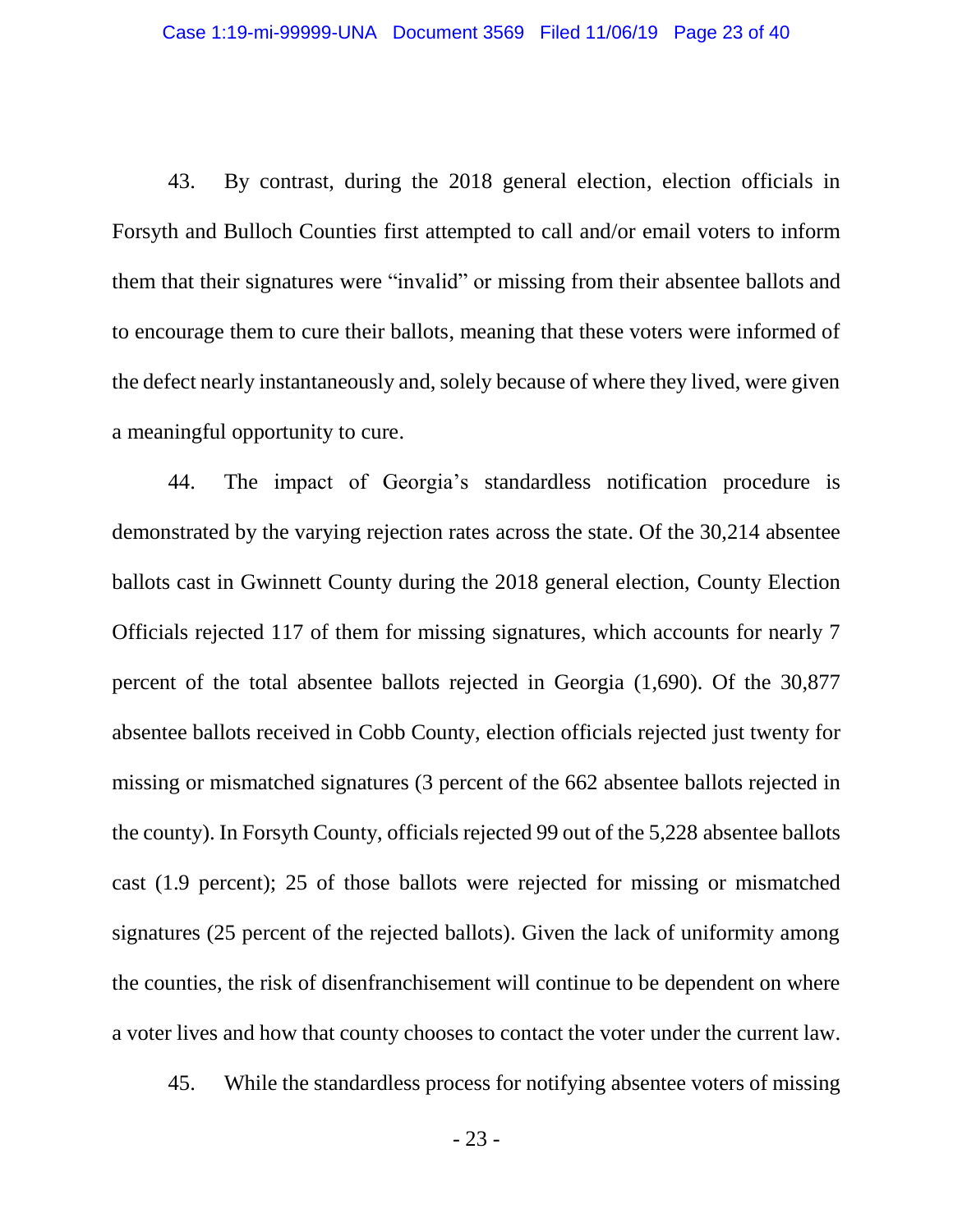43. By contrast, during the 2018 general election, election officials in Forsyth and Bulloch Counties first attempted to call and/or email voters to inform them that their signatures were "invalid" or missing from their absentee ballots and to encourage them to cure their ballots, meaning that these voters were informed of the defect nearly instantaneously and, solely because of where they lived, were given a meaningful opportunity to cure.

44. The impact of Georgia's standardless notification procedure is demonstrated by the varying rejection rates across the state. Of the 30,214 absentee ballots cast in Gwinnett County during the 2018 general election, County Election Officials rejected 117 of them for missing signatures, which accounts for nearly 7 percent of the total absentee ballots rejected in Georgia (1,690). Of the 30,877 absentee ballots received in Cobb County, election officials rejected just twenty for missing or mismatched signatures (3 percent of the 662 absentee ballots rejected in the county). In Forsyth County, officials rejected 99 out of the 5,228 absentee ballots cast (1.9 percent); 25 of those ballots were rejected for missing or mismatched signatures (25 percent of the rejected ballots). Given the lack of uniformity among the counties, the risk of disenfranchisement will continue to be dependent on where a voter lives and how that county chooses to contact the voter under the current law.

45. While the standardless process for notifying absentee voters of missing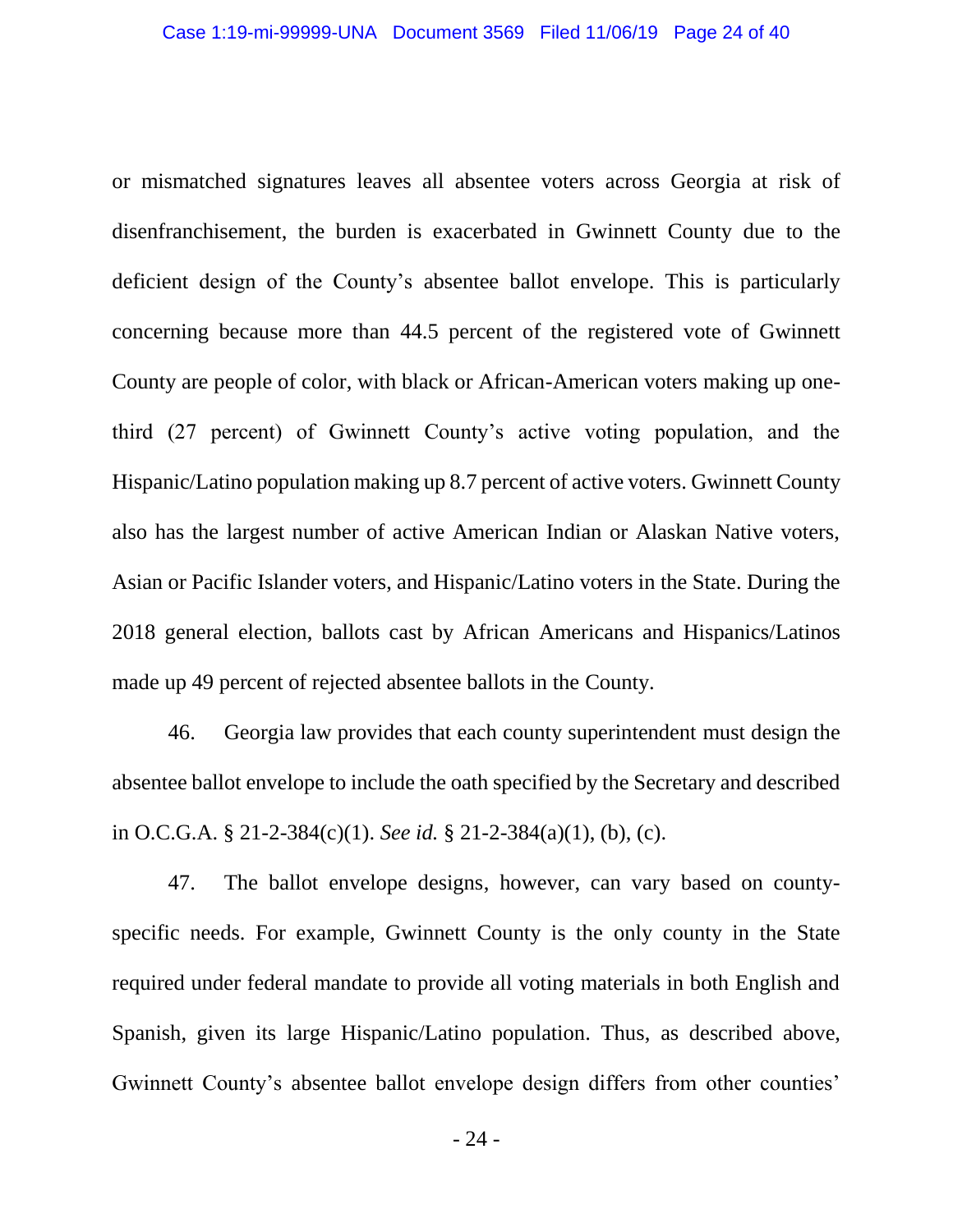or mismatched signatures leaves all absentee voters across Georgia at risk of disenfranchisement, the burden is exacerbated in Gwinnett County due to the deficient design of the County's absentee ballot envelope. This is particularly concerning because more than 44.5 percent of the registered vote of Gwinnett County are people of color, with black or African-American voters making up one-third (27 percent) of Gwinnett County's active voting population, and the Hispanic/Latino population making up 8.7 percent of active voters. Gwinnett County also has the largest number of active American Indian or Alaskan Native voters, Asian or Pacific Islander voters, and Hispanic/Latino voters in the State. During the 2018 general election, ballots cast by African Americans and Hispanics/Latinos made up 49 percent of rejected absentee ballots in the County.

46. Georgia law provides that each county superintendent must design the absentee ballot envelope to include the oath specified by the Secretary and described in O.C.G.A. § 21-2-384(c)(1). *See id.* § 21-2-384(a)(1), (b), (c).

47. The ballot envelope designs, however, can vary based on county-specific needs. For example, Gwinnett County is the only county in the State required under federal mandate to provide all voting materials in both English and Spanish, given its large Hispanic/Latino population. Thus, as described above, Gwinnett County's absentee ballot envelope design differs from other counties'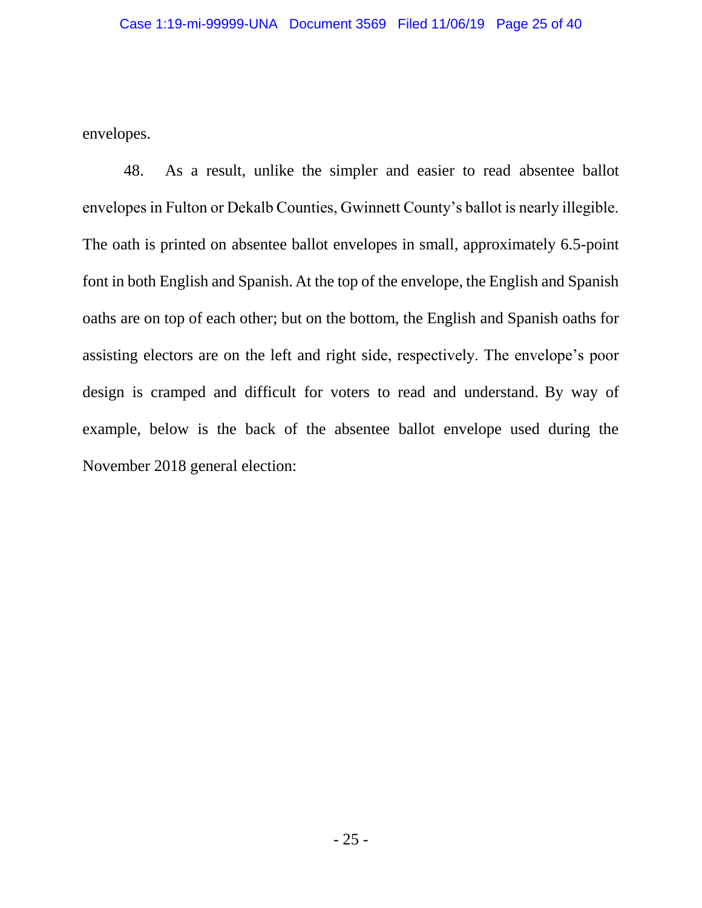envelopes.

48. As a result, unlike the simpler and easier to read absentee ballot envelopes in Fulton or Dekalb Counties, Gwinnett County's ballot is nearly illegible. The oath is printed on absentee ballot envelopes in small, approximately 6.5-point font in both English and Spanish. At the top of the envelope, the English and Spanish oaths are on top of each other; but on the bottom, the English and Spanish oaths for assisting electors are on the left and right side, respectively. The envelope's poor design is cramped and difficult for voters to read and understand. By way of example, below is the back of the absentee ballot envelope used during the November 2018 general election: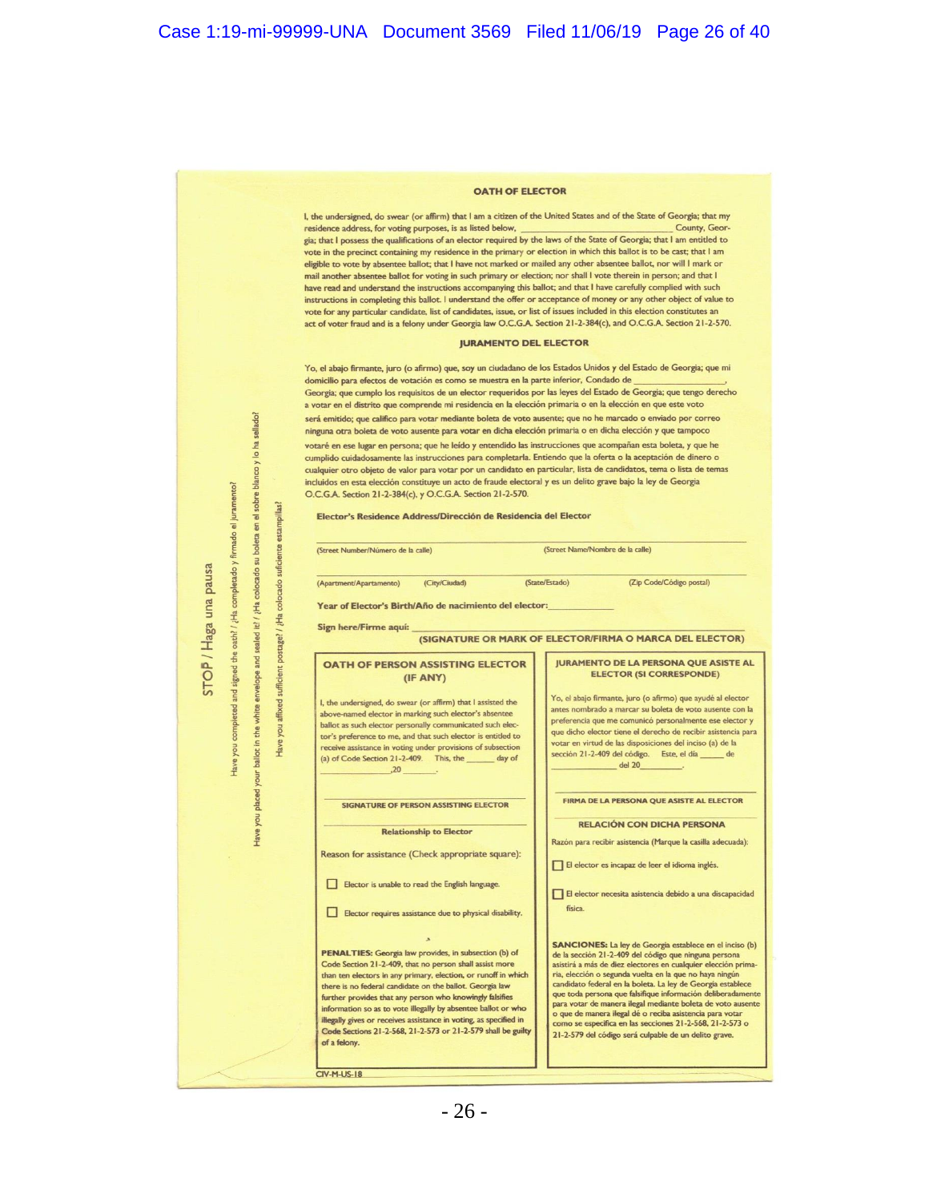STOP / Haga una pausa

Have you completed and signed the oath? / ¿Ha completado y firmado el juramento?

Have you placed your ballot in the white envelope and sealed it? / ¿Ha colocado su boleta en el sobre blanco y lo ha sellado?

Have you affixed sufficient postage? / ¿Ha colocado suficiente estampillas?

## OATH OF ELECTOR

I, the undersigned, do swear (or affirm) that I am a citizen of the United States and of the State of Georgia; that my residence address, for voting purposes, is as listed below, ______________________ County, Georgia; that I possess the qualifications of an elector required by the laws of the State of Georgia; that I am entitled to vote in the precinct containing my residence in the primary or election in which this ballot is to be cast; that I am eligible to vote by absentee ballot; that I have not marked or mailed any other absentee ballot, nor will I mark or mail another absentee ballot for voting in such primary or election; nor shall I vote therein in person; and that I have read and understand the instructions accompanying this ballot; and that I have carefully complied with such instructions in completing this ballot. I understand the offer or acceptance of money or any other object of value to vote for any particular candidate, list of candidates, issue, or list of issues included in this election constitutes an act of voter fraud and is a felony under Georgia law O.C.G.A. Section 21-2-384(c), and O.C.G.A. Section 21-2-570.

## JURAMENTO DEL ELECTOR

Yo, el abajo firmante, juro (o afirmo) que, soy un ciudadano de los Estados Unidos y del Estado de Georgia; que mi domicilio para efectos de votación es como se muestra en la parte inferior, Condado de ________________, Georgia; que cumplo los requisitos de un elector requeridos por las leyes del Estado de Georgia; que tengo derecho a votar en el distrito que comprende mi residencia en la elección primaria o en la elección en que este voto será emitido; que califico para votar mediante boleta de voto ausente; que no he marcado o enviado por correo ninguna otra boleta de voto ausente para votar en dicha elección primaria o en dicha elección y que tampoco votaré en ese lugar en persona; que he leído y entendido las instrucciones que acompañan esta boleta, y que he cumplido cuidadosamente las instrucciones para completarla. Entiendo que la oferta o la aceptación de dinero o cualquier otro objeto de valor para votar por un candidato en particular, lista de candidatos, tema o lista de temas incluidos en esta elección constituye un acto de fraude electoral y es un delito grave bajo la ley de Georgia O.C.G.A. Section 21-2-384(c), y O.C.G.A. Section 21-2-570.

**Elector's Residence Address/Dirección de Residencia del Elector**

______________________________________________________

(Street Number/Número de la calle) (Street Name/Nombre de la calle)

______________________________________________________

(Apartment/Apartamento) (City/Ciudad) (State/Estado) (Zip Code/Código postal)

**Year of Elector's Birth/Año de nacimiento del elector:** ____________

**Sign here/Firme aquí:** ______________________________________________

**(SIGNATURE OR MARK OF ELECTOR/FIRMA O MARCA DEL ELECTOR)**

### OATH OF PERSON ASSISTING ELECTOR (IF ANY)

I, the undersigned, do swear (or affirm) that I assisted the above-named elector in marking such elector's absentee ballot as such elector personally communicated such elector's preference to me, and that such elector is entitled to receive assistance in voting under provisions of subsection (a) of Code Section 21-2-409. This, the ______ day of ______________ ,20 ________.

______________________________

SIGNATURE OF PERSON ASSISTING ELECTOR

______________________________

Relationship to Elector

Reason for assistance (Check appropriate square):

- ☐ Elector is unable to read the English language.
- ☐ Elector requires assistance due to physical disability.

**PENALTIES:** Georgia law provides, in subsection (b) of Code Section 21-2-409, that no person shall assist more than ten electors in any primary, election, or runoff in which there is no federal candidate on the ballot. Georgia law further provides that any person who knowingly falsifies information so as to vote illegally by absentee ballot or who illegally gives or receives assistance in voting, as specified in Code Sections 21-2-568, 21-2-573 or 21-2-579 shall be guilty of a felony.

### JURAMENTO DE LA PERSONA QUE ASISTE AL ELECTOR (SI CORRESPONDE)

Yo, el abajo firmante, juro (o afirmo) que ayudé al elector antes nombrado a marcar su boleta de voto ausente con la preferencia que me comunicó personalmente ese elector y que dicho elector tiene el derecho de recibir asistencia para votar en virtud de las disposiciones del inciso (a) de la sección 21-2-409 del código. Este, el día ______ de ______________ del 20__________.

______________________________

FIRMA DE LA PERSONA QUE ASISTE AL ELECTOR

______________________________

RELACIÓN CON DICHA PERSONA

Razón para recibir asistencia (Marque la casilla adecuada):

- ☐ El elector es incapaz de leer el idioma inglés.
- ☐ El elector necesita asistencia debido a una discapacidad física.

**SANCIONES:** La ley de Georgia establece en el inciso (b) de la sección 21-2-409 del código que ninguna persona asistirá a más de diez electores en cualquier elección primaria, elección o segunda vuelta en la que no haya ningún candidato federal en la boleta. La ley de Georgia establece que toda persona que falsifique información deliberadamente para votar de manera ilegal mediante boleta de voto ausente o que de manera ilegal dé o reciba asistencia para votar como se especifica en las secciones 21-2-568, 21-2-573 o 21-2-579 del código será culpable de un delito grave.

CIV-M-US-18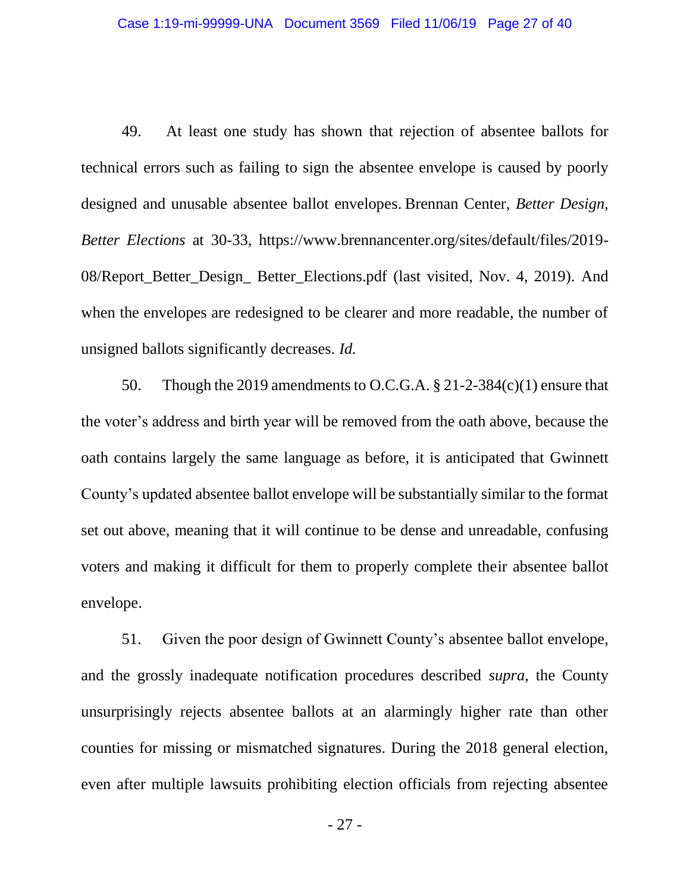49. At least one study has shown that rejection of absentee ballots for technical errors such as failing to sign the absentee envelope is caused by poorly designed and unusable absentee ballot envelopes. Brennan Center, *Better Design, Better Elections* at 30-33, https://www.brennancenter.org/sites/default/files/2019-08/Report_Better_Design_ Better_Elections.pdf (last visited, Nov. 4, 2019). And when the envelopes are redesigned to be clearer and more readable, the number of unsigned ballots significantly decreases. *Id.*

50. Though the 2019 amendments to O.C.G.A. § 21-2-384(c)(1) ensure that the voter's address and birth year will be removed from the oath above, because the oath contains largely the same language as before, it is anticipated that Gwinnett County's updated absentee ballot envelope will be substantially similar to the format set out above, meaning that it will continue to be dense and unreadable, confusing voters and making it difficult for them to properly complete their absentee ballot envelope.

51. Given the poor design of Gwinnett County's absentee ballot envelope, and the grossly inadequate notification procedures described *supra*, the County unsurprisingly rejects absentee ballots at an alarmingly higher rate than other counties for missing or mismatched signatures. During the 2018 general election, even after multiple lawsuits prohibiting election officials from rejecting absentee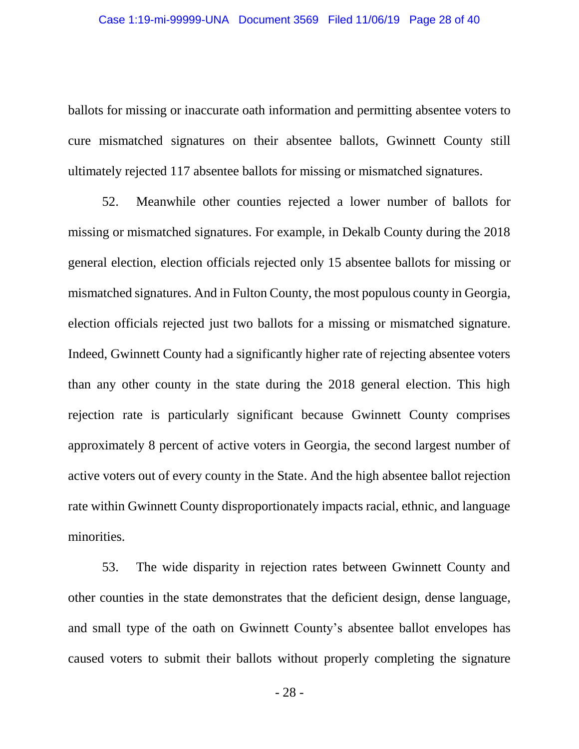ballots for missing or inaccurate oath information and permitting absentee voters to cure mismatched signatures on their absentee ballots, Gwinnett County still ultimately rejected 117 absentee ballots for missing or mismatched signatures.

52. Meanwhile other counties rejected a lower number of ballots for missing or mismatched signatures. For example, in Dekalb County during the 2018 general election, election officials rejected only 15 absentee ballots for missing or mismatched signatures. And in Fulton County, the most populous county in Georgia, election officials rejected just two ballots for a missing or mismatched signature. Indeed, Gwinnett County had a significantly higher rate of rejecting absentee voters than any other county in the state during the 2018 general election. This high rejection rate is particularly significant because Gwinnett County comprises approximately 8 percent of active voters in Georgia, the second largest number of active voters out of every county in the State. And the high absentee ballot rejection rate within Gwinnett County disproportionately impacts racial, ethnic, and language minorities.

53. The wide disparity in rejection rates between Gwinnett County and other counties in the state demonstrates that the deficient design, dense language, and small type of the oath on Gwinnett County's absentee ballot envelopes has caused voters to submit their ballots without properly completing the signature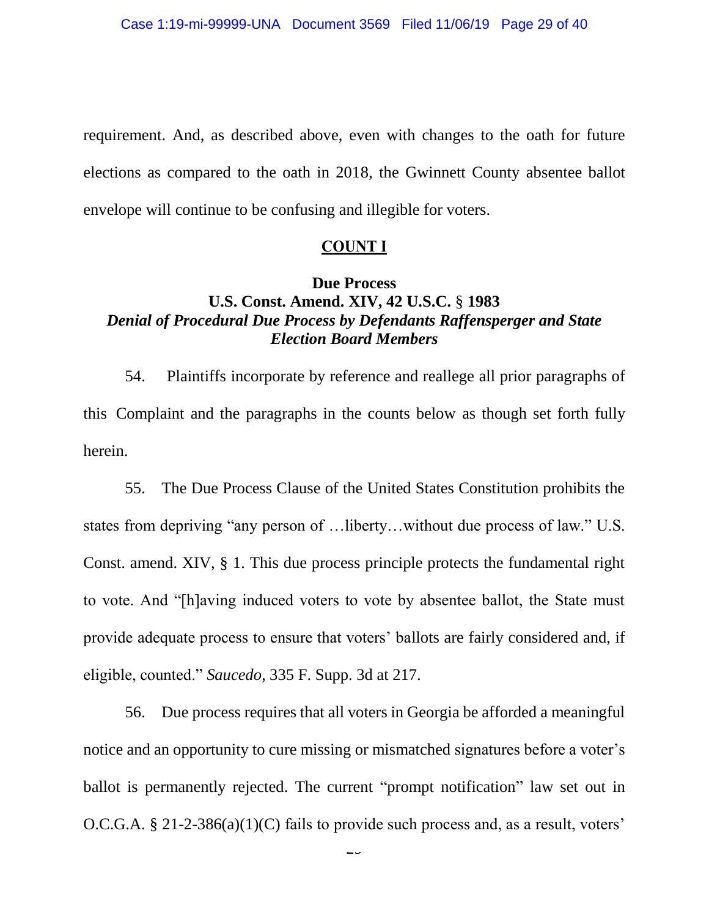requirement. And, as described above, even with changes to the oath for future elections as compared to the oath in 2018, the Gwinnett County absentee ballot envelope will continue to be confusing and illegible for voters.

## COUNT I

### Due Process
### U.S. Const. Amend. XIV, 42 U.S.C. § 1983
### *Denial of Procedural Due Process by Defendants Raffensperger and State Election Board Members*

54. Plaintiffs incorporate by reference and reallege all prior paragraphs of this Complaint and the paragraphs in the counts below as though set forth fully herein.

55. The Due Process Clause of the United States Constitution prohibits the states from depriving "any person of …liberty…without due process of law." U.S. Const. amend. XIV, § 1. This due process principle protects the fundamental right to vote. And "[h]aving induced voters to vote by absentee ballot, the State must provide adequate process to ensure that voters' ballots are fairly considered and, if eligible, counted." *Saucedo,* 335 F. Supp. 3d at 217.

56. Due process requires that all voters in Georgia be afforded a meaningful notice and an opportunity to cure missing or mismatched signatures before a voter's ballot is permanently rejected. The current "prompt notification" law set out in O.C.G.A. § 21-2-386(a)(1)(C) fails to provide such process and, as a result, voters'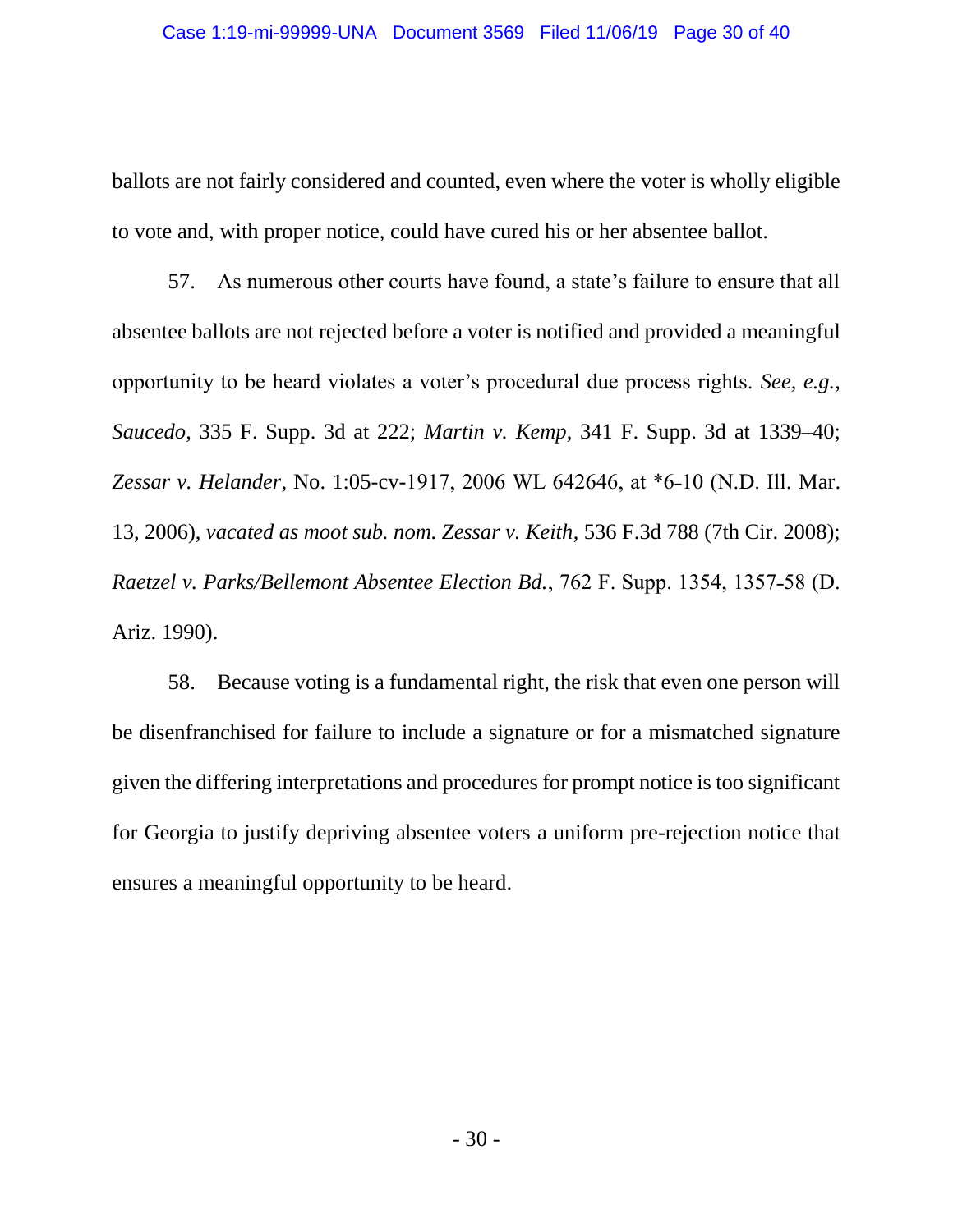ballots are not fairly considered and counted, even where the voter is wholly eligible to vote and, with proper notice, could have cured his or her absentee ballot.

57. As numerous other courts have found, a state's failure to ensure that all absentee ballots are not rejected before a voter is notified and provided a meaningful opportunity to be heard violates a voter's procedural due process rights. *See, e.g.*, *Saucedo*, 335 F. Supp. 3d at 222; *Martin v. Kemp*, 341 F. Supp. 3d at 1339–40; *Zessar v. Helander*, No. 1:05-cv-1917, 2006 WL 642646, at *6-10 (N.D. Ill. Mar. 13, 2006), *vacated as moot sub. nom. Zessar v. Keith*, 536 F.3d 788 (7th Cir. 2008); *Raetzel v. Parks/Bellemont Absentee Election Bd.*, 762 F. Supp. 1354, 1357-58 (D. Ariz. 1990).

58. Because voting is a fundamental right, the risk that even one person will be disenfranchised for failure to include a signature or for a mismatched signature given the differing interpretations and procedures for prompt notice is too significant for Georgia to justify depriving absentee voters a uniform pre-rejection notice that ensures a meaningful opportunity to be heard.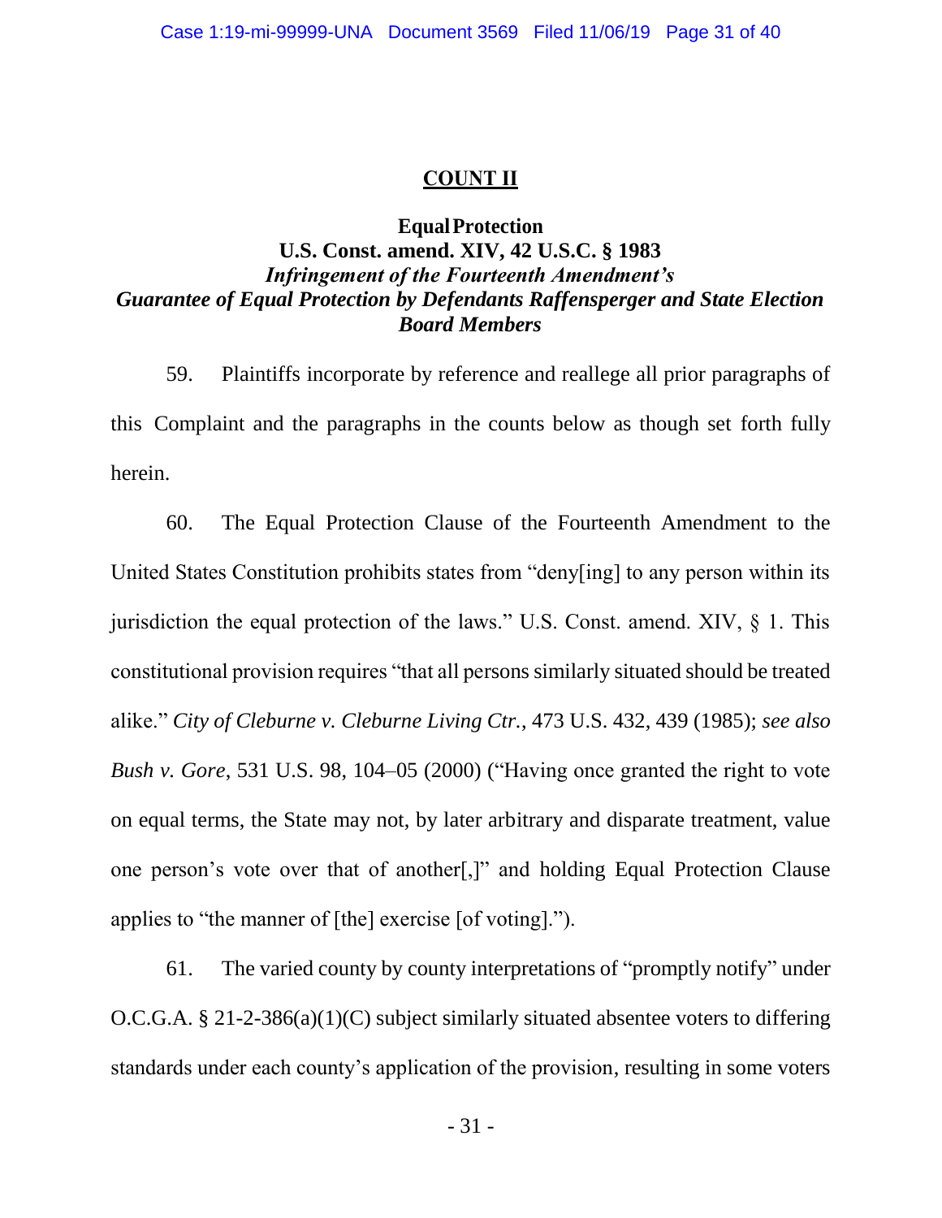## COUNT II

**Equal Protection**
**U.S. Const. amend. XIV, 42 U.S.C. § 1983**
***Infringement of the Fourteenth Amendment's Guarantee of Equal Protection by Defendants Raffensperger and State Election Board Members***

59. Plaintiffs incorporate by reference and reallege all prior paragraphs of this Complaint and the paragraphs in the counts below as though set forth fully herein.

60. The Equal Protection Clause of the Fourteenth Amendment to the United States Constitution prohibits states from "deny[ing] to any person within its jurisdiction the equal protection of the laws." U.S. Const. amend. XIV, § 1. This constitutional provision requires "that all persons similarly situated should be treated alike." *City of Cleburne v. Cleburne Living Ctr.*, 473 U.S. 432, 439 (1985); *see also Bush v. Gore*, 531 U.S. 98, 104–05 (2000) ("Having once granted the right to vote on equal terms, the State may not, by later arbitrary and disparate treatment, value one person's vote over that of another[,]" and holding Equal Protection Clause applies to "the manner of [the] exercise [of voting].").

61. The varied county by county interpretations of "promptly notify" under O.C.G.A. § 21-2-386(a)(1)(C) subject similarly situated absentee voters to differing standards under each county's application of the provision, resulting in some voters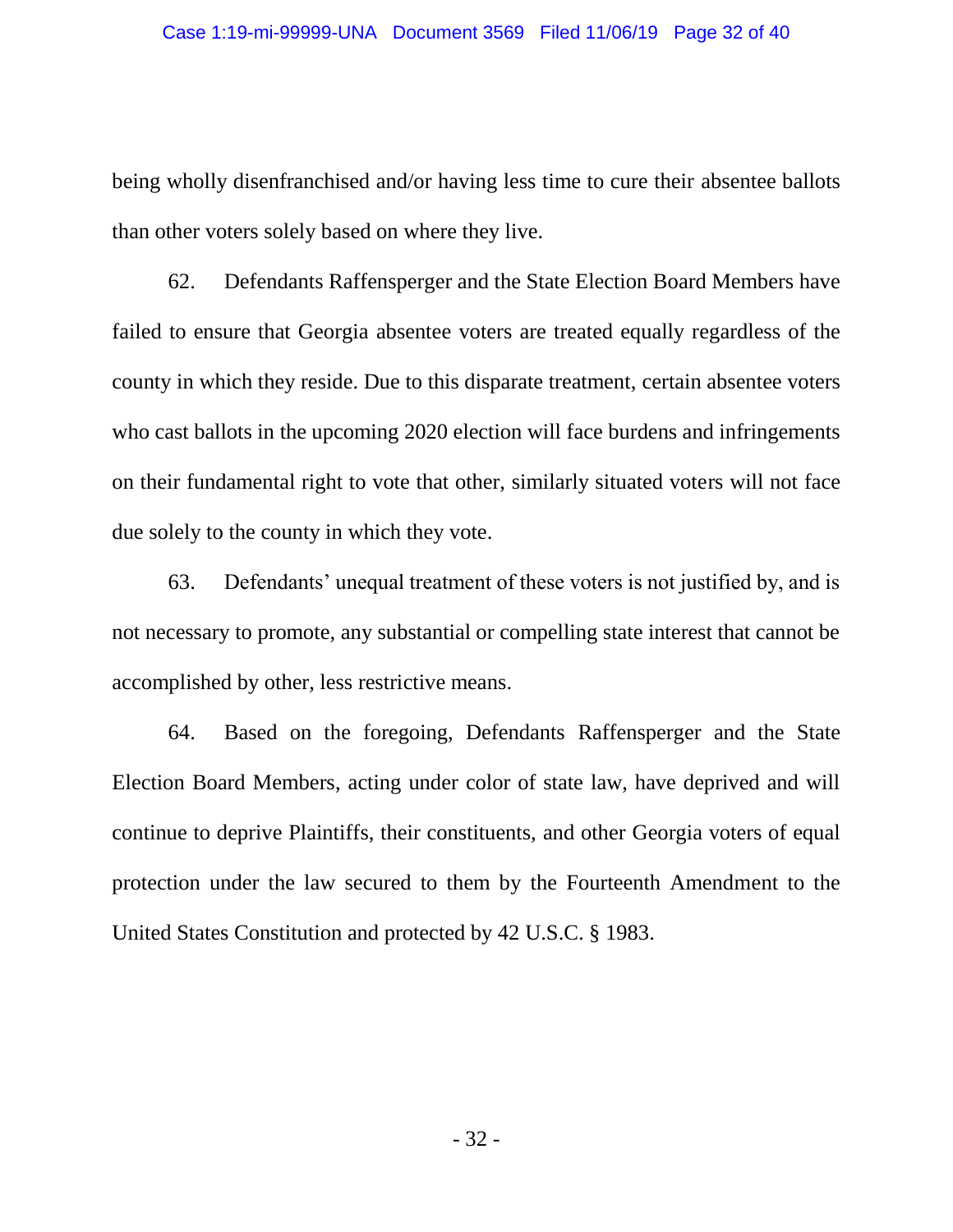being wholly disenfranchised and/or having less time to cure their absentee ballots than other voters solely based on where they live.

62. Defendants Raffensperger and the State Election Board Members have failed to ensure that Georgia absentee voters are treated equally regardless of the county in which they reside. Due to this disparate treatment, certain absentee voters who cast ballots in the upcoming 2020 election will face burdens and infringements on their fundamental right to vote that other, similarly situated voters will not face due solely to the county in which they vote.

63. Defendants' unequal treatment of these voters is not justified by, and is not necessary to promote, any substantial or compelling state interest that cannot be accomplished by other, less restrictive means.

64. Based on the foregoing, Defendants Raffensperger and the State Election Board Members, acting under color of state law, have deprived and will continue to deprive Plaintiffs, their constituents, and other Georgia voters of equal protection under the law secured to them by the Fourteenth Amendment to the United States Constitution and protected by 42 U.S.C. § 1983.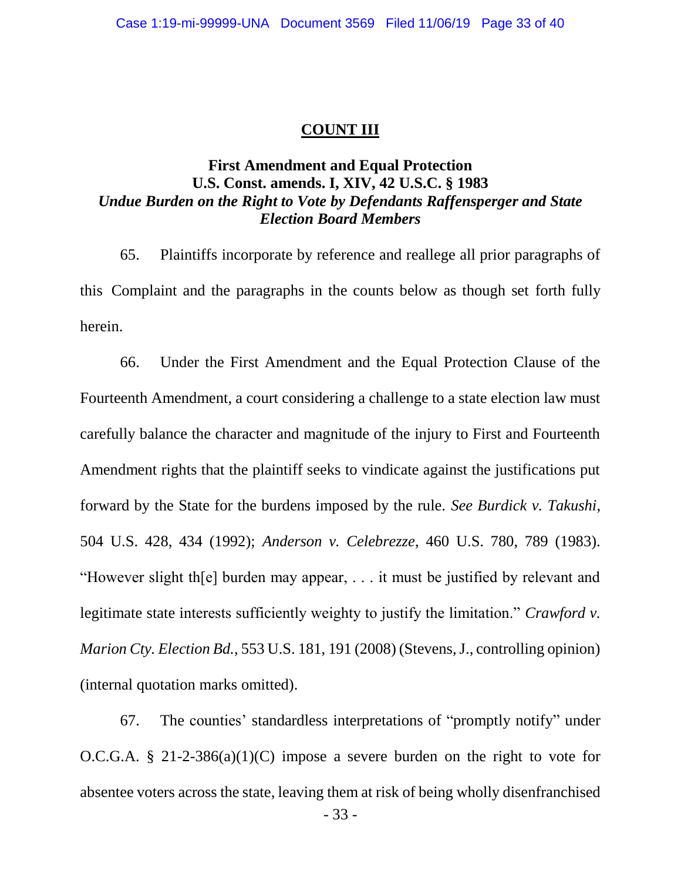## COUNT III

### First Amendment and Equal Protection U.S. Const. amends. I, XIV, 42 U.S.C. § 1983 *Undue Burden on the Right to Vote by Defendants Raffensperger and State Election Board Members*

65. Plaintiffs incorporate by reference and reallege all prior paragraphs of this Complaint and the paragraphs in the counts below as though set forth fully herein.

66. Under the First Amendment and the Equal Protection Clause of the Fourteenth Amendment, a court considering a challenge to a state election law must carefully balance the character and magnitude of the injury to First and Fourteenth Amendment rights that the plaintiff seeks to vindicate against the justifications put forward by the State for the burdens imposed by the rule. *See Burdick v. Takushi*, 504 U.S. 428, 434 (1992); *Anderson v. Celebrezze*, 460 U.S. 780, 789 (1983). "However slight th[e] burden may appear, . . . it must be justified by relevant and legitimate state interests sufficiently weighty to justify the limitation." *Crawford v. Marion Cty. Election Bd.*, 553 U.S. 181, 191 (2008) (Stevens, J., controlling opinion) (internal quotation marks omitted).

67. The counties' standardless interpretations of "promptly notify" under O.C.G.A. § 21-2-386(a)(1)(C) impose a severe burden on the right to vote for absentee voters across the state, leaving them at risk of being wholly disenfranchised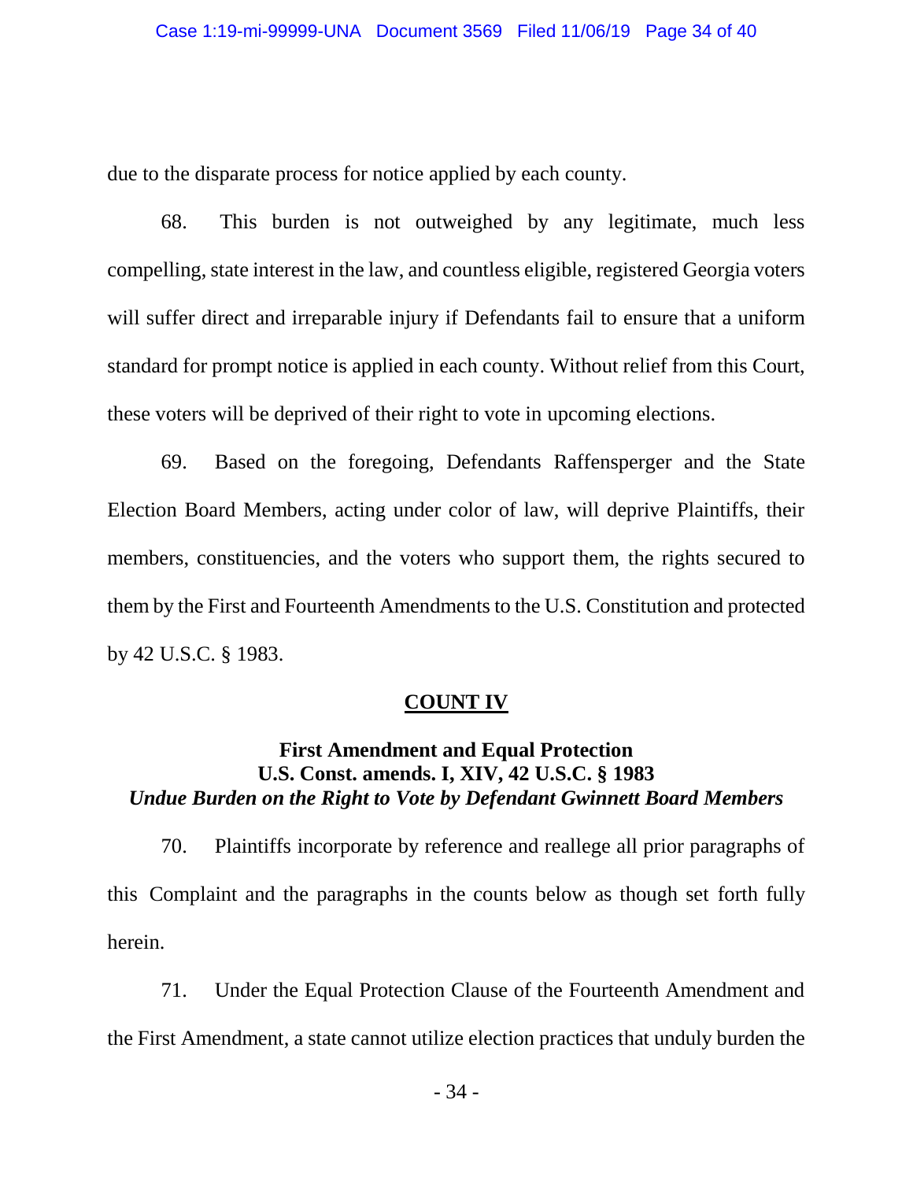due to the disparate process for notice applied by each county.

68. This burden is not outweighed by any legitimate, much less compelling, state interest in the law, and countless eligible, registered Georgia voters will suffer direct and irreparable injury if Defendants fail to ensure that a uniform standard for prompt notice is applied in each county. Without relief from this Court, these voters will be deprived of their right to vote in upcoming elections.

69. Based on the foregoing, Defendants Raffensperger and the State Election Board Members, acting under color of law, will deprive Plaintiffs, their members, constituencies, and the voters who support them, the rights secured to them by the First and Fourteenth Amendments to the U.S. Constitution and protected by 42 U.S.C. § 1983.

## **COUNT IV**

### First Amendment and Equal Protection
### U.S. Const. amends. I, XIV, 42 U.S.C. § 1983
### *Undue Burden on the Right to Vote by Defendant Gwinnett Board Members*

70. Plaintiffs incorporate by reference and reallege all prior paragraphs of this Complaint and the paragraphs in the counts below as though set forth fully herein.

71. Under the Equal Protection Clause of the Fourteenth Amendment and the First Amendment, a state cannot utilize election practices that unduly burden the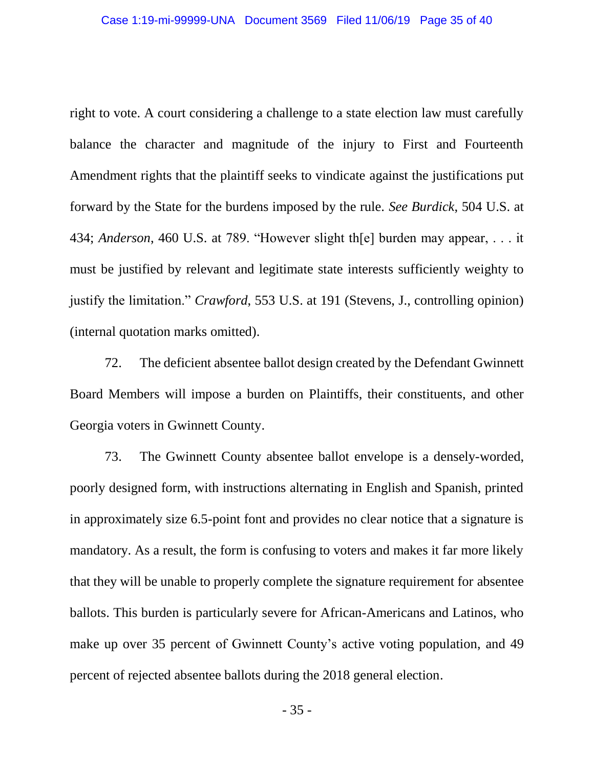right to vote. A court considering a challenge to a state election law must carefully balance the character and magnitude of the injury to First and Fourteenth Amendment rights that the plaintiff seeks to vindicate against the justifications put forward by the State for the burdens imposed by the rule. *See Burdick*, 504 U.S. at 434; *Anderson*, 460 U.S. at 789. "However slight th[e] burden may appear, . . . it must be justified by relevant and legitimate state interests sufficiently weighty to justify the limitation." *Crawford*, 553 U.S. at 191 (Stevens, J., controlling opinion) (internal quotation marks omitted).

72. The deficient absentee ballot design created by the Defendant Gwinnett Board Members will impose a burden on Plaintiffs, their constituents, and other Georgia voters in Gwinnett County.

73. The Gwinnett County absentee ballot envelope is a densely-worded, poorly designed form, with instructions alternating in English and Spanish, printed in approximately size 6.5-point font and provides no clear notice that a signature is mandatory. As a result, the form is confusing to voters and makes it far more likely that they will be unable to properly complete the signature requirement for absentee ballots. This burden is particularly severe for African-Americans and Latinos, who make up over 35 percent of Gwinnett County's active voting population, and 49 percent of rejected absentee ballots during the 2018 general election.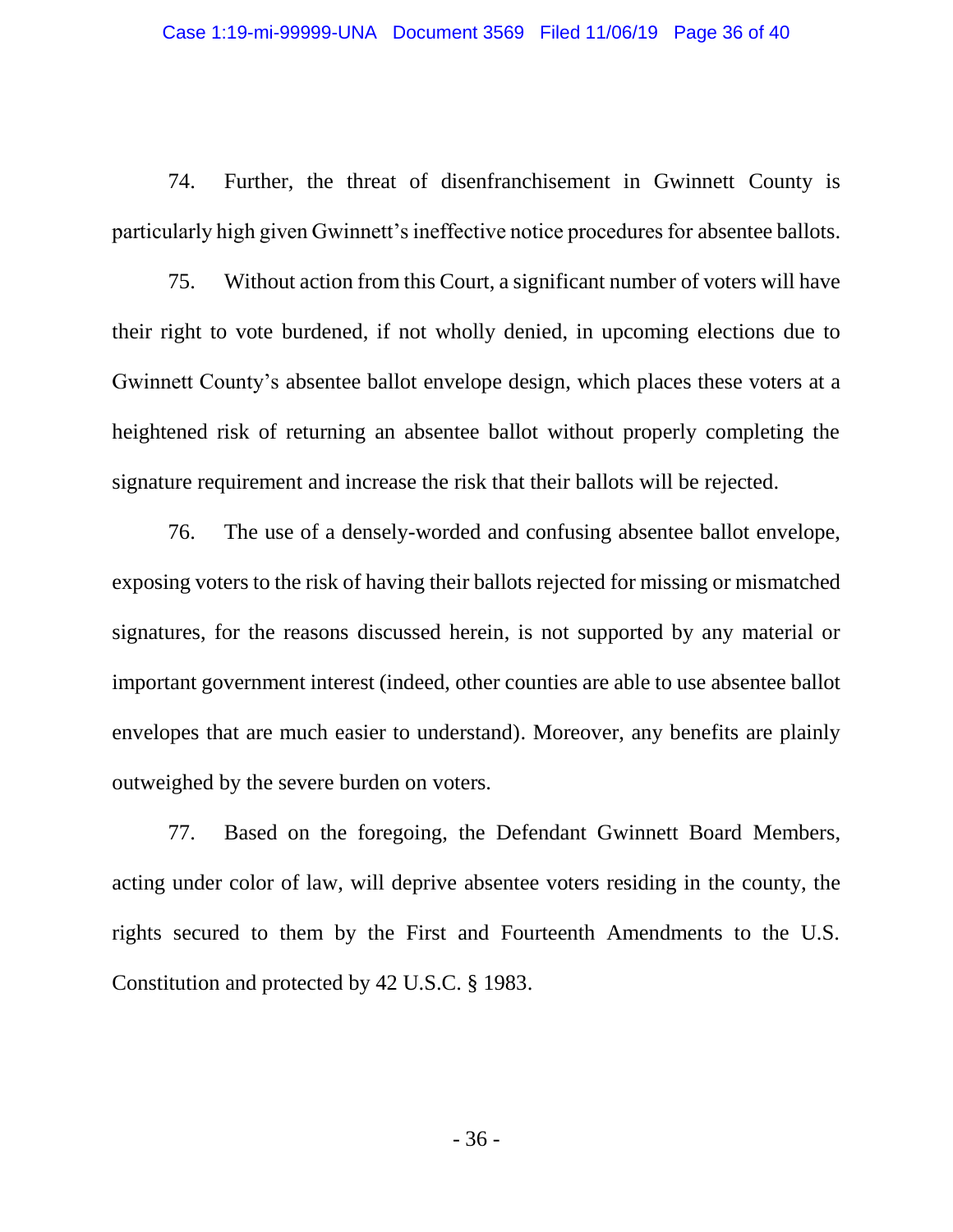74. Further, the threat of disenfranchisement in Gwinnett County is particularly high given Gwinnett's ineffective notice procedures for absentee ballots.

75. Without action from this Court, a significant number of voters will have their right to vote burdened, if not wholly denied, in upcoming elections due to Gwinnett County's absentee ballot envelope design, which places these voters at a heightened risk of returning an absentee ballot without properly completing the signature requirement and increase the risk that their ballots will be rejected.

76. The use of a densely-worded and confusing absentee ballot envelope, exposing voters to the risk of having their ballots rejected for missing or mismatched signatures, for the reasons discussed herein, is not supported by any material or important government interest (indeed, other counties are able to use absentee ballot envelopes that are much easier to understand). Moreover, any benefits are plainly outweighed by the severe burden on voters.

77. Based on the foregoing, the Defendant Gwinnett Board Members, acting under color of law, will deprive absentee voters residing in the county, the rights secured to them by the First and Fourteenth Amendments to the U.S. Constitution and protected by 42 U.S.C. § 1983.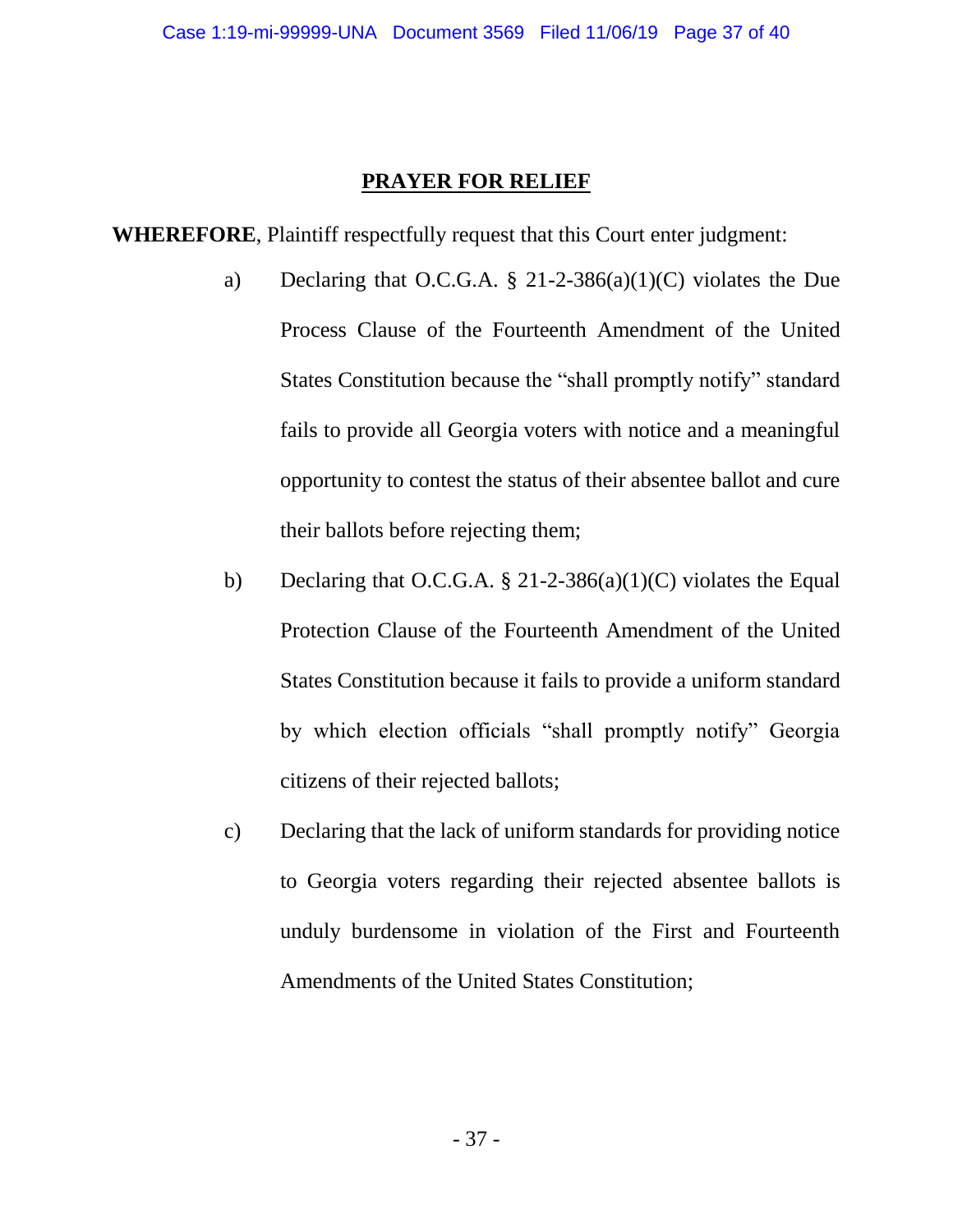**PRAYER FOR RELIEF**

**WHEREFORE**, Plaintiff respectfully request that this Court enter judgment:

a) Declaring that O.C.G.A. § 21-2-386(a)(1)(C) violates the Due Process Clause of the Fourteenth Amendment of the United States Constitution because the "shall promptly notify" standard fails to provide all Georgia voters with notice and a meaningful opportunity to contest the status of their absentee ballot and cure their ballots before rejecting them;

b) Declaring that O.C.G.A. § 21-2-386(a)(1)(C) violates the Equal Protection Clause of the Fourteenth Amendment of the United States Constitution because it fails to provide a uniform standard by which election officials "shall promptly notify" Georgia citizens of their rejected ballots;

c) Declaring that the lack of uniform standards for providing notice to Georgia voters regarding their rejected absentee ballots is unduly burdensome in violation of the First and Fourteenth Amendments of the United States Constitution;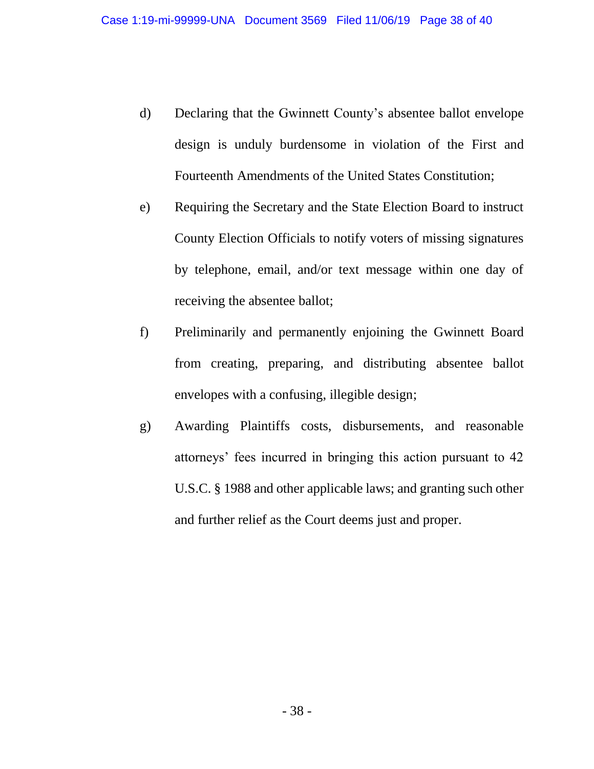d) Declaring that the Gwinnett County's absentee ballot envelope design is unduly burdensome in violation of the First and Fourteenth Amendments of the United States Constitution;

e) Requiring the Secretary and the State Election Board to instruct County Election Officials to notify voters of missing signatures by telephone, email, and/or text message within one day of receiving the absentee ballot;

f) Preliminarily and permanently enjoining the Gwinnett Board from creating, preparing, and distributing absentee ballot envelopes with a confusing, illegible design;

g) Awarding Plaintiffs costs, disbursements, and reasonable attorneys' fees incurred in bringing this action pursuant to 42 U.S.C. § 1988 and other applicable laws; and granting such other and further relief as the Court deems just and proper.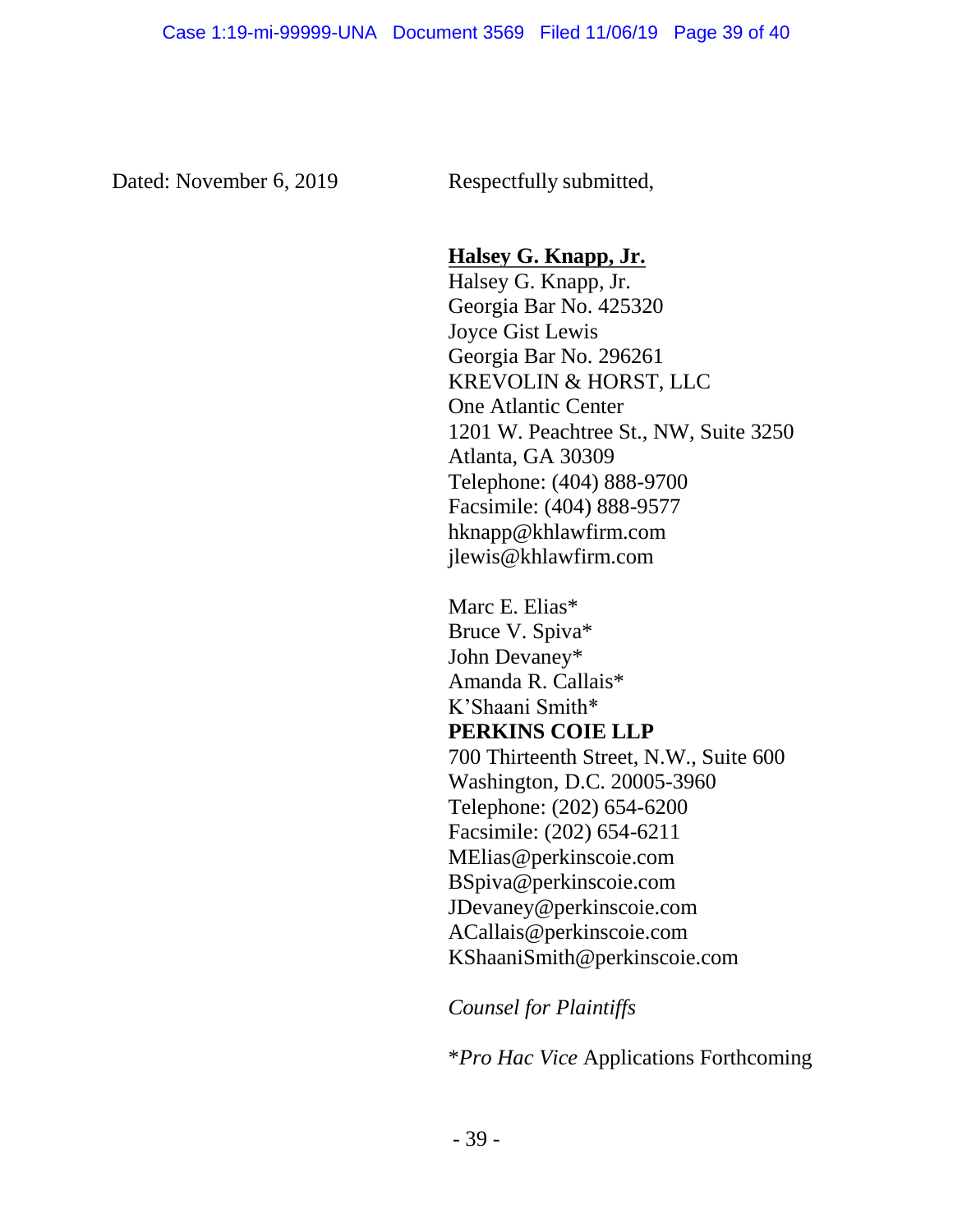Dated: November 6, 2019

Respectfully submitted,

**<u>Halsey G. Knapp, Jr.</u>**
Halsey G. Knapp, Jr.
Georgia Bar No. 425320
Joyce Gist Lewis
Georgia Bar No. 296261
KREVOLIN & HORST, LLC
One Atlantic Center
1201 W. Peachtree St., NW, Suite 3250
Atlanta, GA 30309
Telephone: (404) 888-9700
Facsimile: (404) 888-9577
hknapp@khlawfirm.com
jlewis@khlawfirm.com

Marc E. Elias*
Bruce V. Spiva*
John Devaney*
Amanda R. Callais*
K'Shaani Smith*
**PERKINS COIE LLP**
700 Thirteenth Street, N.W., Suite 600
Washington, D.C. 20005-3960
Telephone: (202) 654-6200
Facsimile: (202) 654-6211
MElias@perkinscoie.com
BSpiva@perkinscoie.com
JDevaney@perkinscoie.com
ACallais@perkinscoie.com
KShaaniSmith@perkinscoie.com

*Counsel for Plaintiffs*

\**Pro Hac Vice* Applications Forthcoming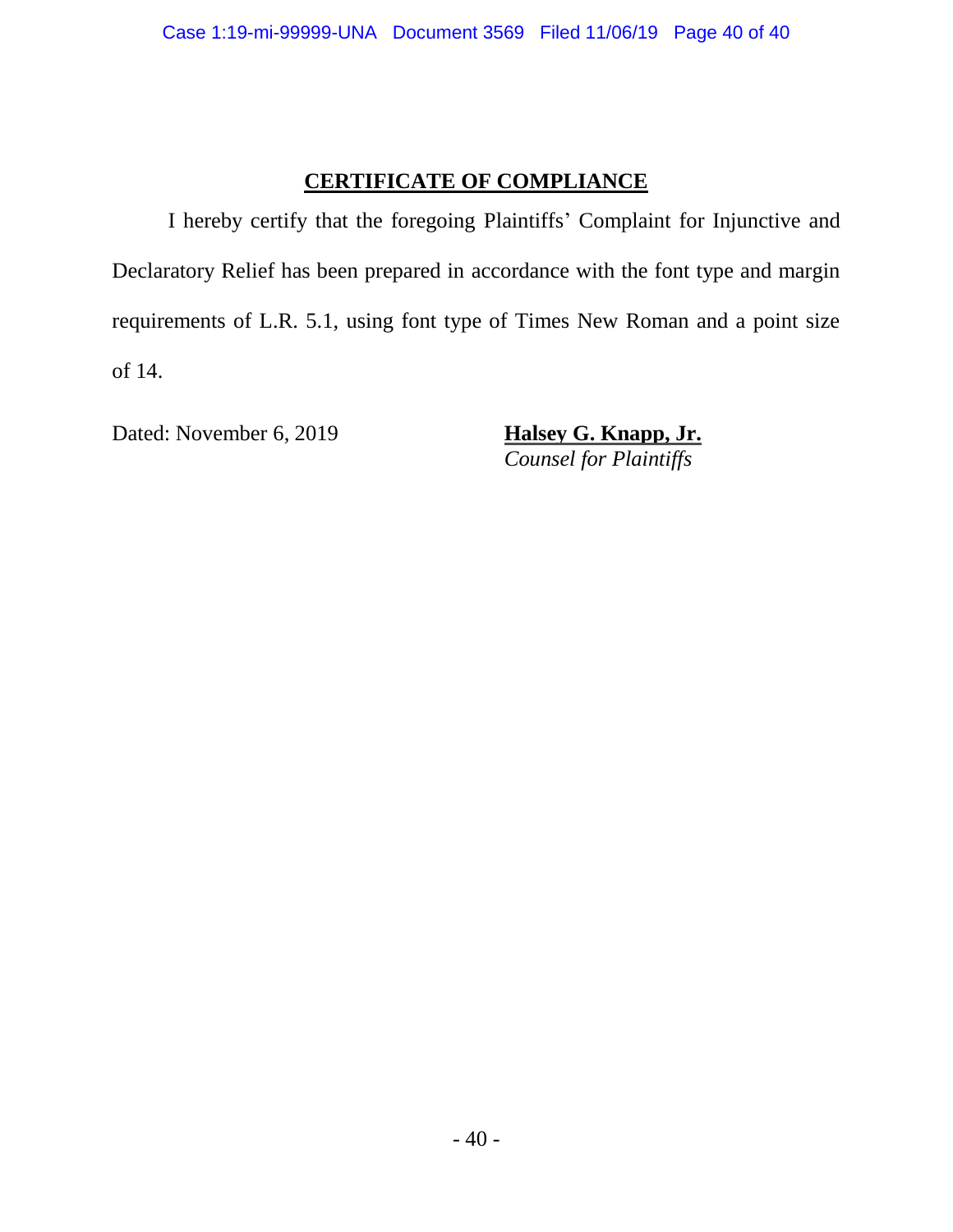## CERTIFICATE OF COMPLIANCE

I hereby certify that the foregoing Plaintiffs' Complaint for Injunctive and Declaratory Relief has been prepared in accordance with the font type and margin requirements of L.R. 5.1, using font type of Times New Roman and a point size of 14.

Dated: November 6, 2019

**Halsey G. Knapp, Jr.**
*Counsel for Plaintiffs*